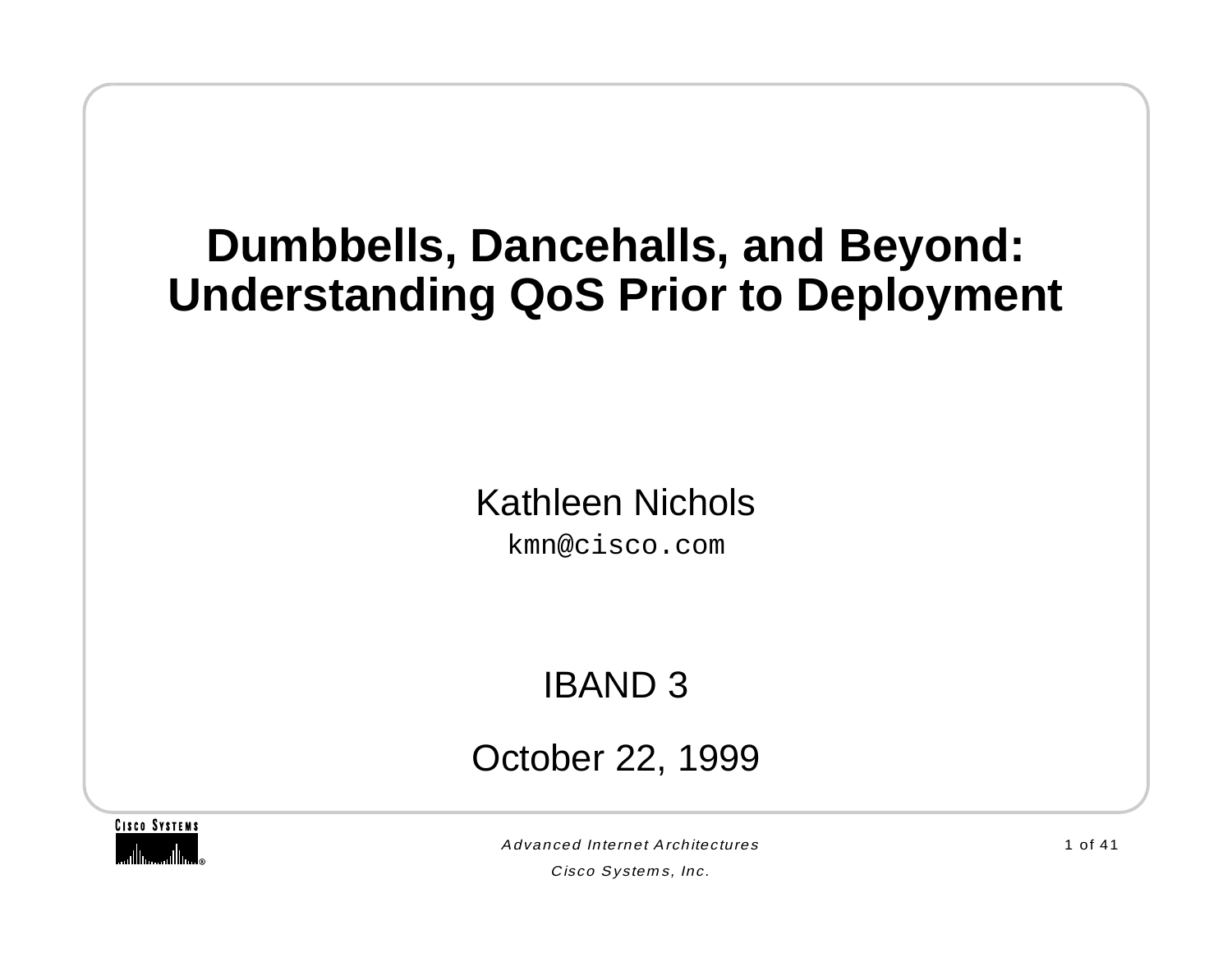# Dumbbells, Dancehalls, and Beyond: Understanding QoS Prior to Deployment

Kathleen Nichols

`kmn@cisco.com`

IBAND 3

October 22, 1999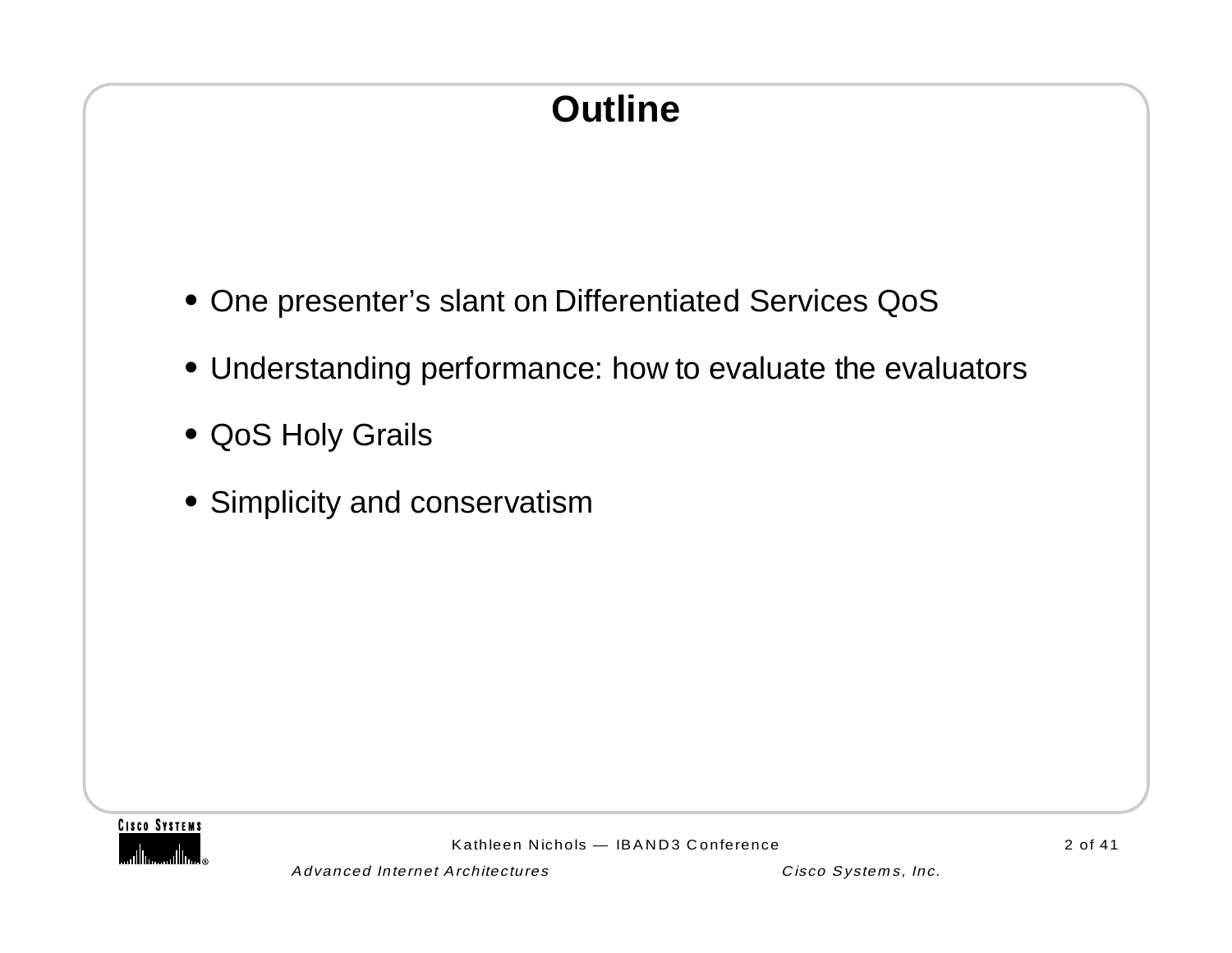# Outline

- One presenter's slant on Differentiated Services QoS
- Understanding performance: how to evaluate the evaluators
- QoS Holy Grails
- Simplicity and conservatism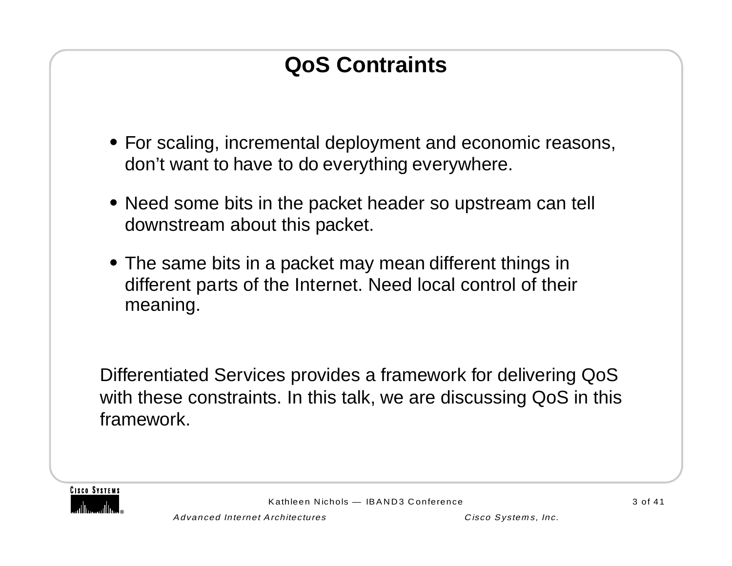# QoS Contraints

- For scaling, incremental deployment and economic reasons, don’t want to have to do everything everywhere.
- Need some bits in the packet header so upstream can tell downstream about this packet.
- The same bits in a packet may mean different things in different parts of the Internet. Need local control of their meaning.

Differentiated Services provides a framework for delivering QoS with these constraints. In this talk, we are discussing QoS in this framework.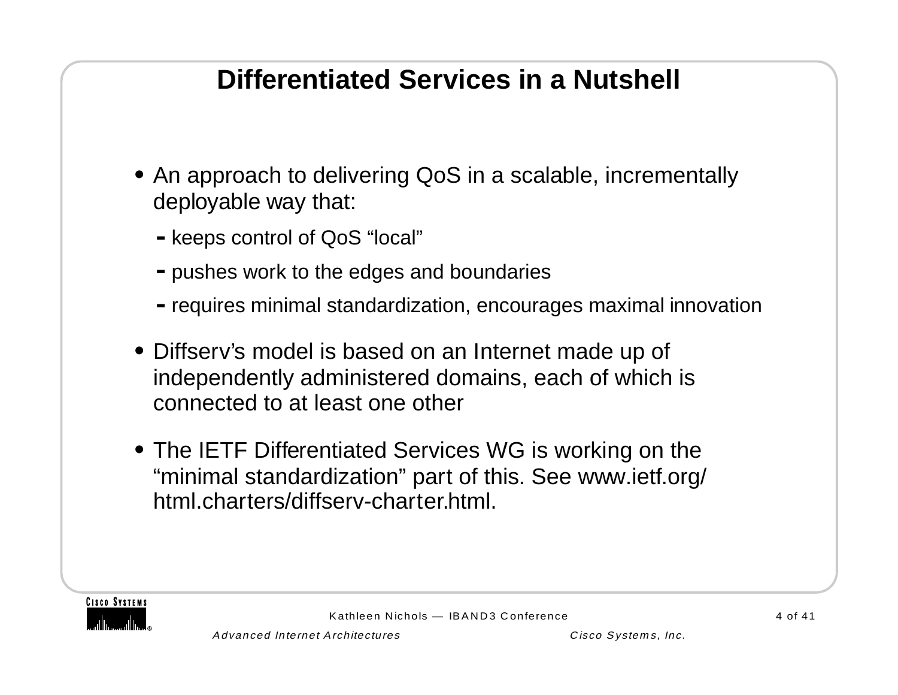# Differentiated Services in a Nutshell

- An approach to delivering QoS in a scalable, incrementally deployable way that:
  - keeps control of QoS "local"
  - pushes work to the edges and boundaries
  - requires minimal standardization, encourages maximal innovation
- Diffserv's model is based on an Internet made up of independently administered domains, each of which is connected to at least one other
- The IETF Differentiated Services WG is working on the "minimal standardization" part of this. See www.ietf.org/html.charters/diffserv-charter.html.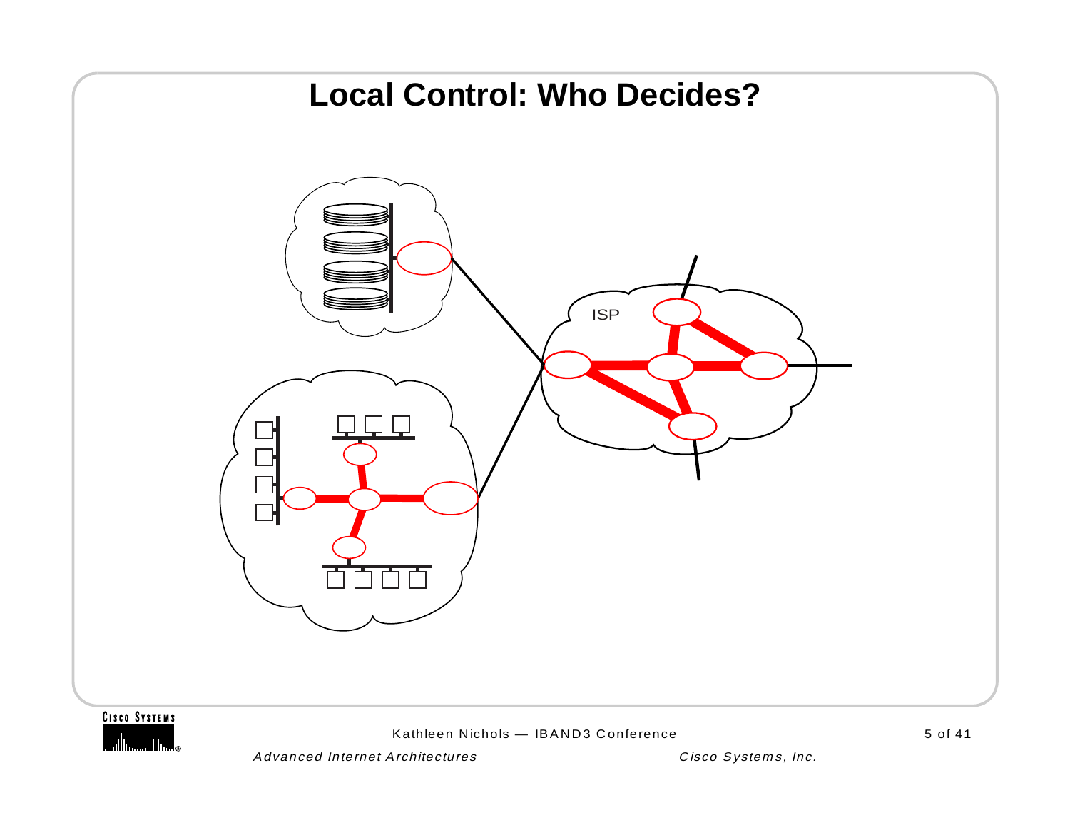# Local Control: Who Decides?

ISP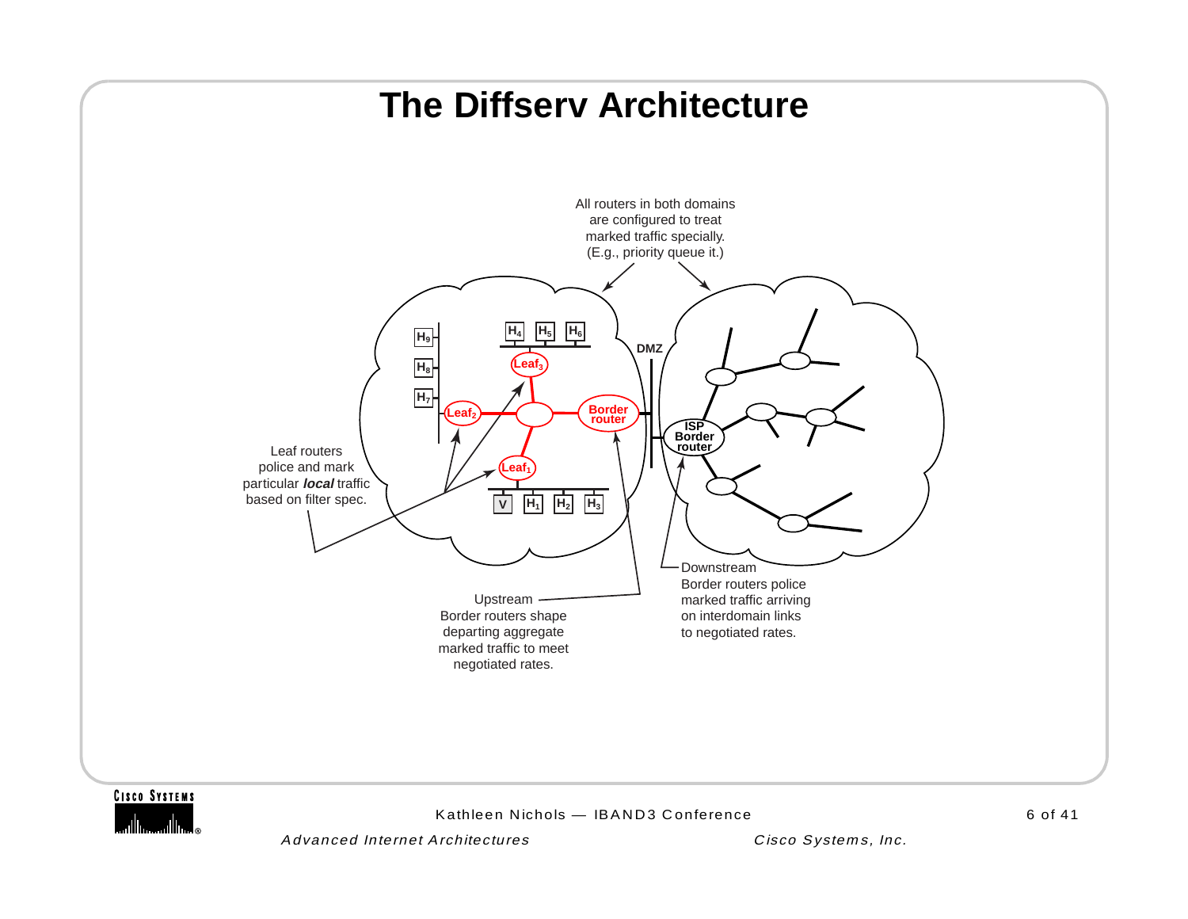# The Diffserv Architecture

All routers in both domains are configured to treat marked traffic specially. (E.g., priority queue it.)

$H_9$ $H_8$ $H_7$ $H_4$ $H_5$ $H_6$

DMZ

$Leaf_3$

$Leaf_2$

Border router

ISP Border router

$Leaf_1$

V $H_1$ $H_2$ $H_3$

Leaf routers police and mark particular ***local*** traffic based on filter spec.

Upstream
Border routers shape departing aggregate marked traffic to meet negotiated rates.

Downstream
Border routers police marked traffic arriving on interdomain links to negotiated rates.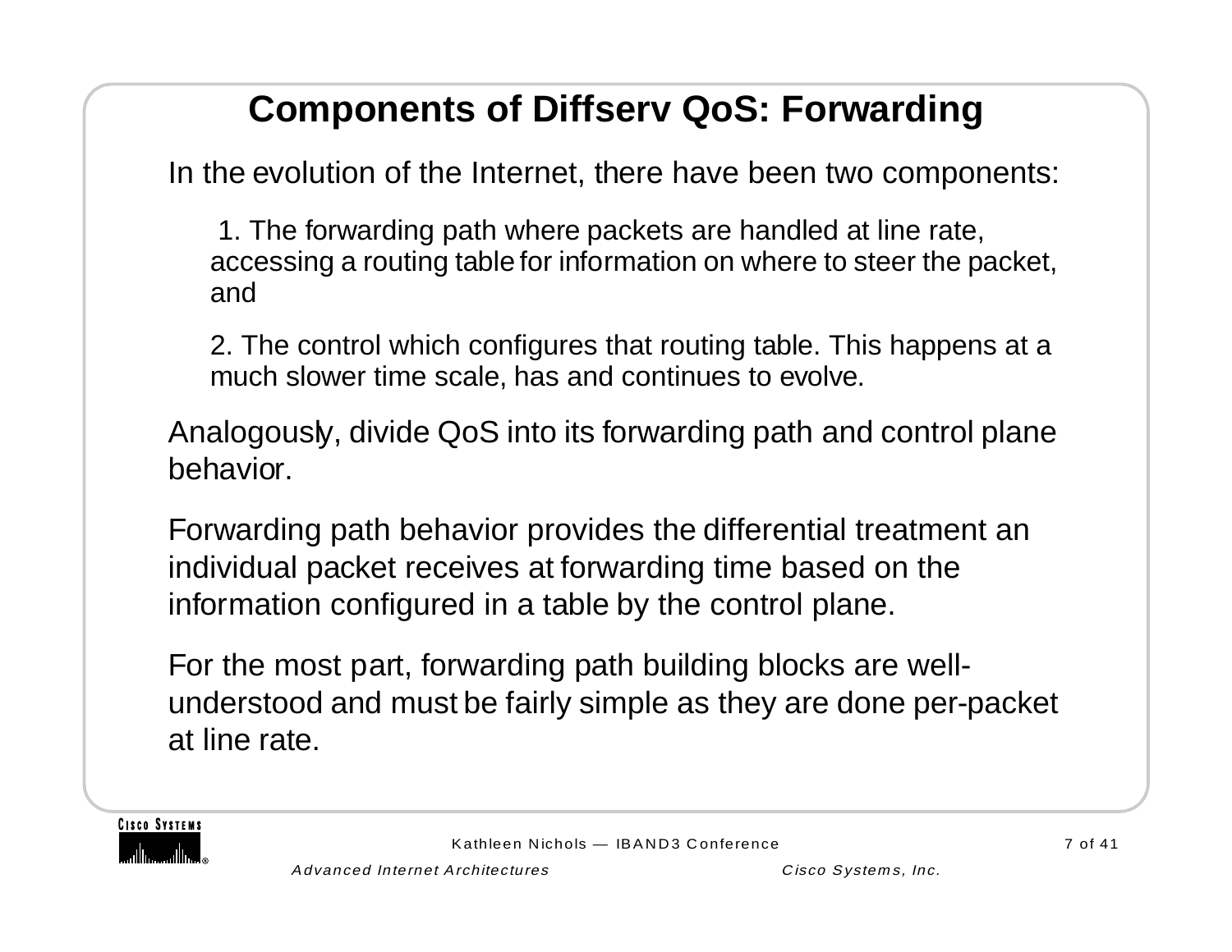# Components of Diffserv QoS: Forwarding

In the evolution of the Internet, there have been two components:

1. The forwarding path where packets are handled at line rate, accessing a routing table for information on where to steer the packet, and

2. The control which configures that routing table. This happens at a much slower time scale, has and continues to evolve.

Analogously, divide QoS into its forwarding path and control plane behavior.

Forwarding path behavior provides the differential treatment an individual packet receives at forwarding time based on the information configured in a table by the control plane.

For the most part, forwarding path building blocks are well-understood and must be fairly simple as they are done per-packet at line rate.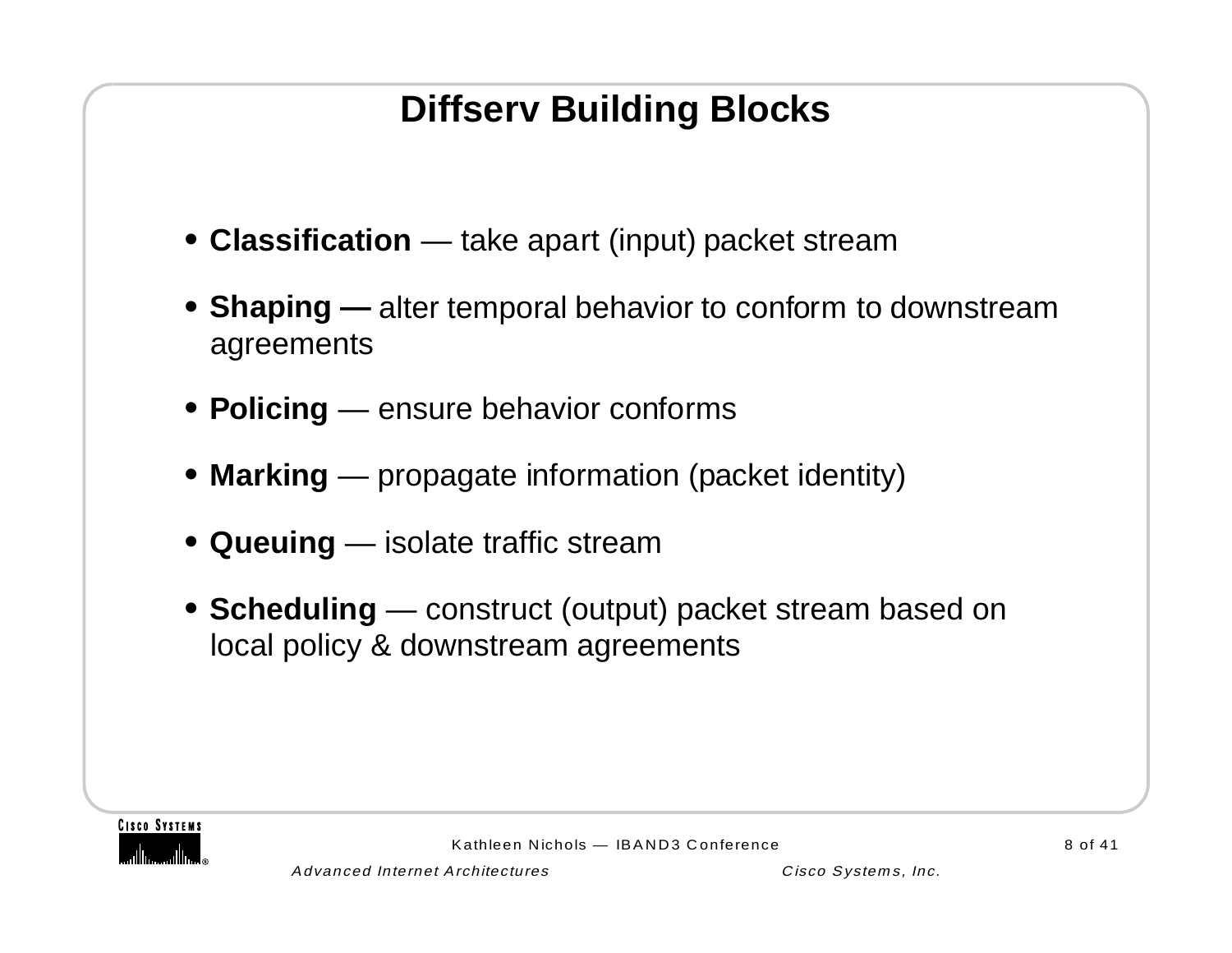# Diffserv Building Blocks

- **Classification** — take apart (input) packet stream
- **Shaping —** alter temporal behavior to conform to downstream agreements
- **Policing** — ensure behavior conforms
- **Marking** — propagate information (packet identity)
- **Queuing** — isolate traffic stream
- **Scheduling** — construct (output) packet stream based on local policy & downstream agreements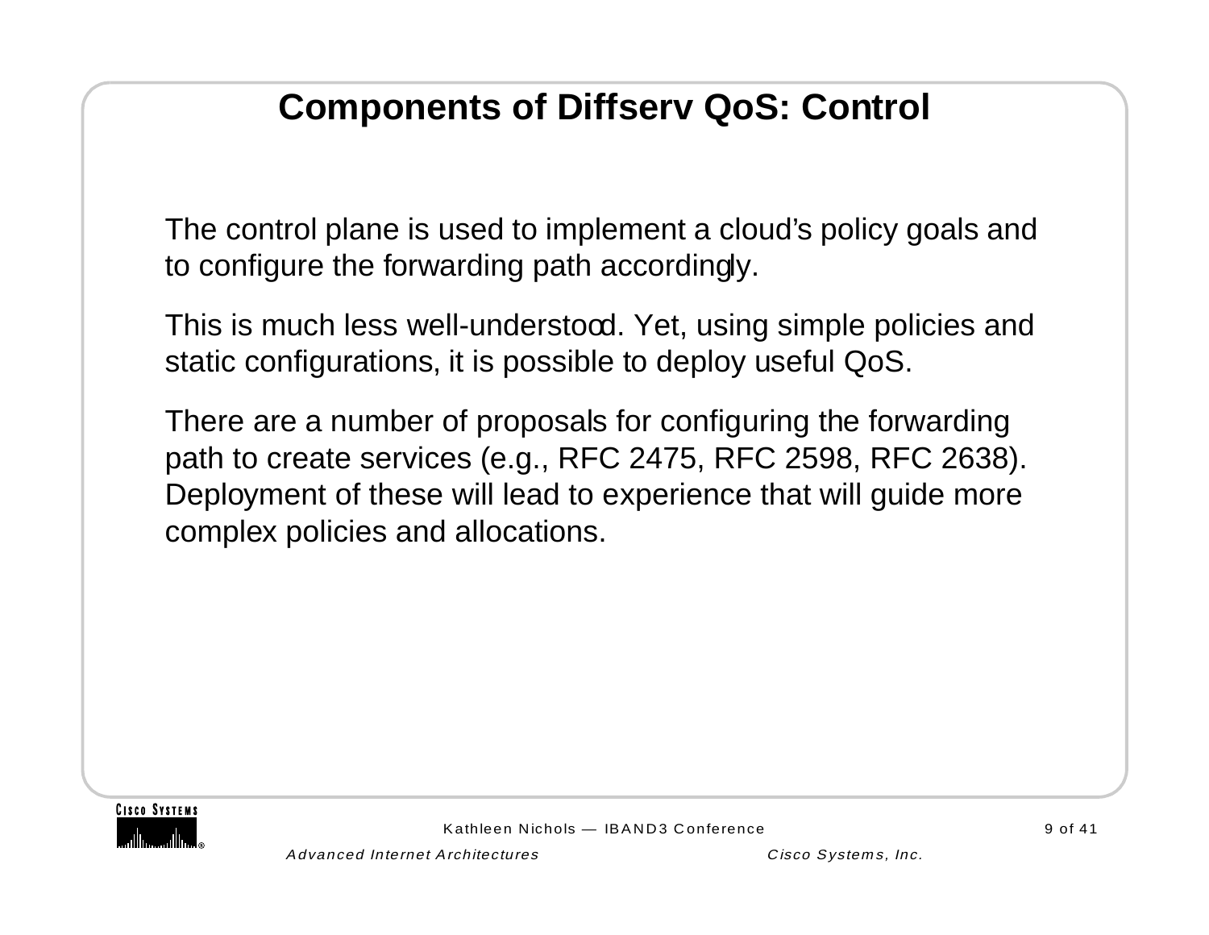# Components of Diffserv QoS: Control

The control plane is used to implement a cloud's policy goals and to configure the forwarding path accordingly.

This is much less well-understood. Yet, using simple policies and static configurations, it is possible to deploy useful QoS.

There are a number of proposals for configuring the forwarding path to create services (e.g., RFC 2475, RFC 2598, RFC 2638). Deployment of these will lead to experience that will guide more complex policies and allocations.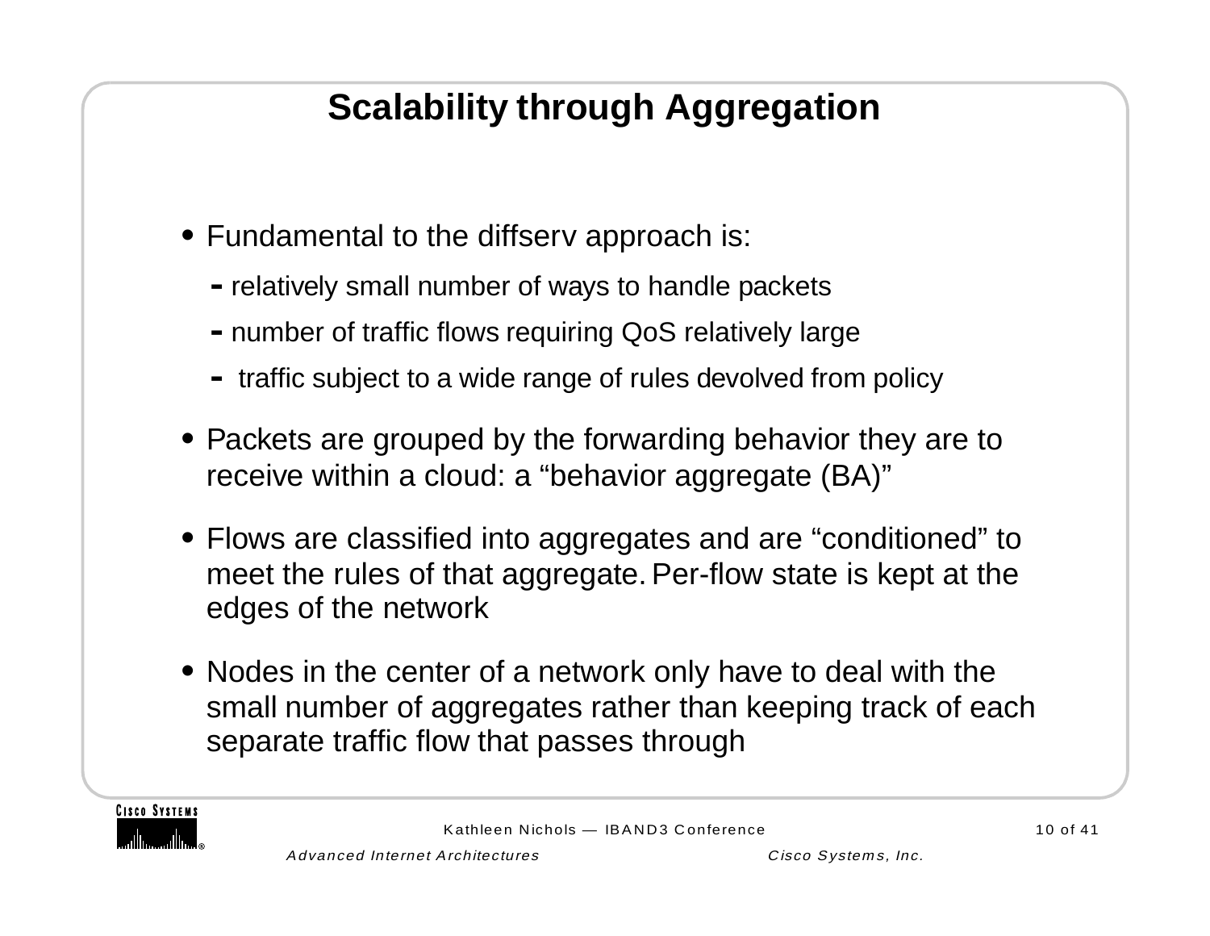# Scalability through Aggregation

- Fundamental to the diffserv approach is:
  - relatively small number of ways to handle packets
  - number of traffic flows requiring QoS relatively large
  - traffic subject to a wide range of rules devolved from policy
- Packets are grouped by the forwarding behavior they are to receive within a cloud: a “behavior aggregate (BA)”
- Flows are classified into aggregates and are “conditioned” to meet the rules of that aggregate. Per-flow state is kept at the edges of the network
- Nodes in the center of a network only have to deal with the small number of aggregates rather than keeping track of each separate traffic flow that passes through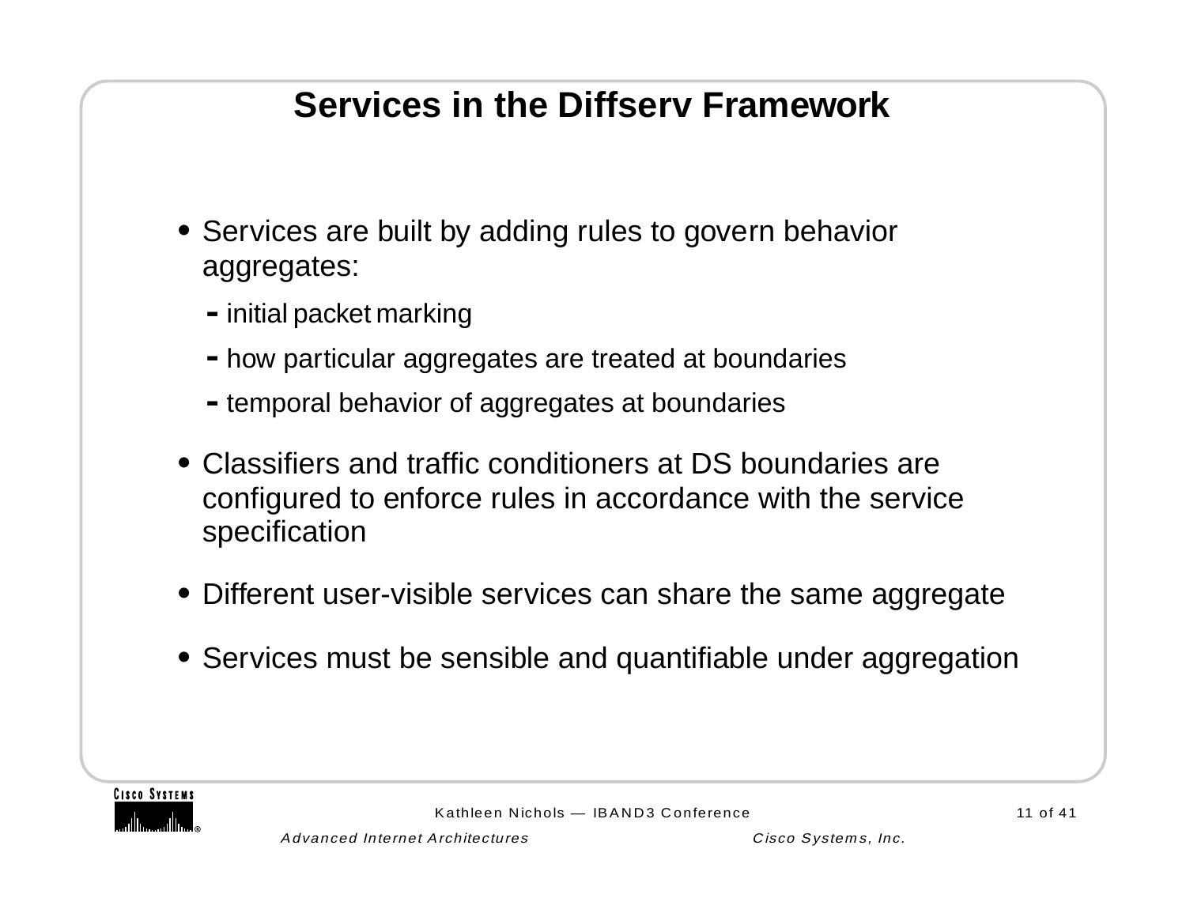# Services in the Diffserv Framework

- Services are built by adding rules to govern behavior aggregates:
  - initial packet marking
  - how particular aggregates are treated at boundaries
  - temporal behavior of aggregates at boundaries
- Classifiers and traffic conditioners at DS boundaries are configured to enforce rules in accordance with the service specification
- Different user-visible services can share the same aggregate
- Services must be sensible and quantifiable under aggregation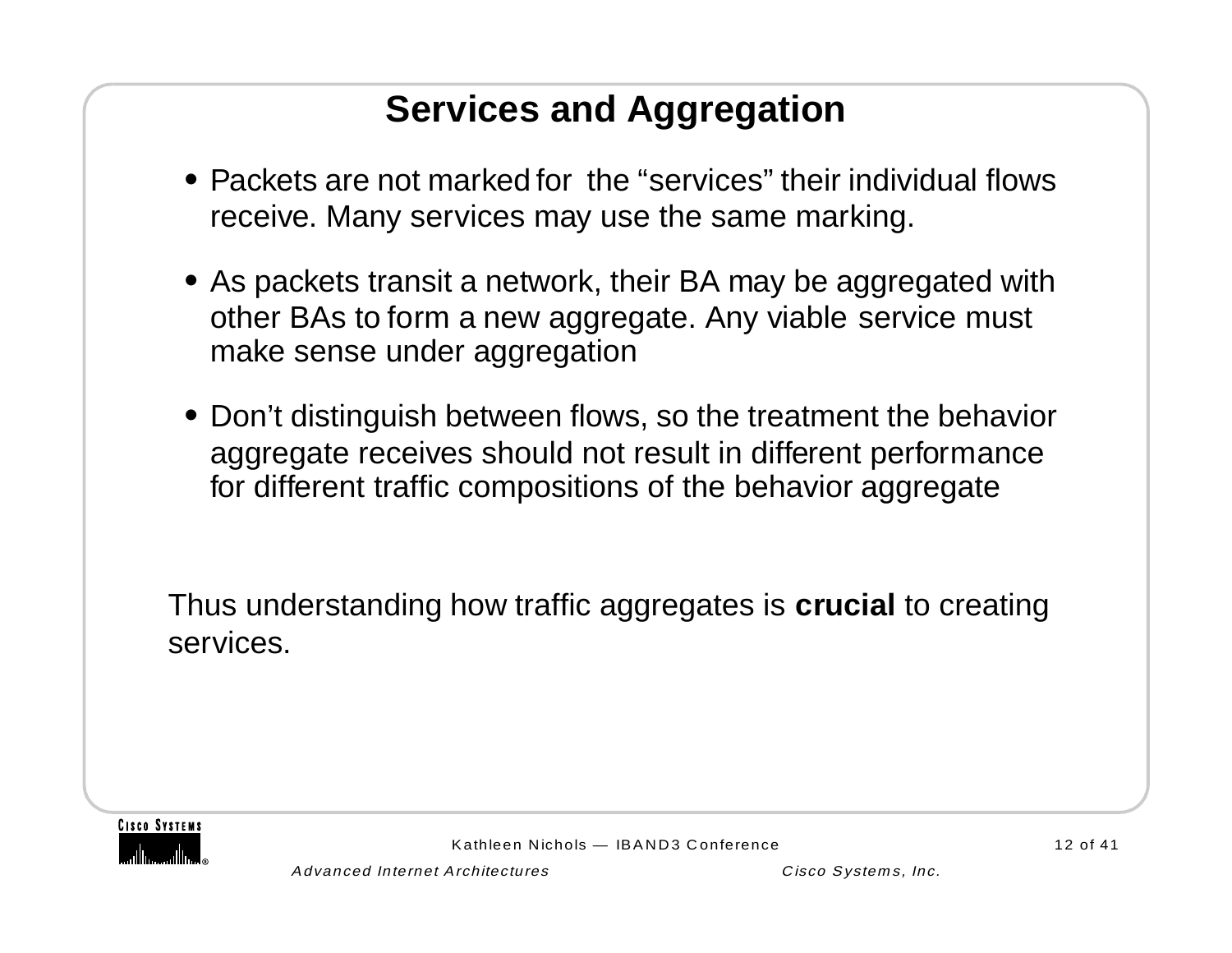# Services and Aggregation

- Packets are not marked for the “services” their individual flows receive. Many services may use the same marking.
- As packets transit a network, their BA may be aggregated with other BAs to form a new aggregate. Any viable service must make sense under aggregation
- Don’t distinguish between flows, so the treatment the behavior aggregate receives should not result in different performance for different traffic compositions of the behavior aggregate

Thus understanding how traffic aggregates is **crucial** to creating services.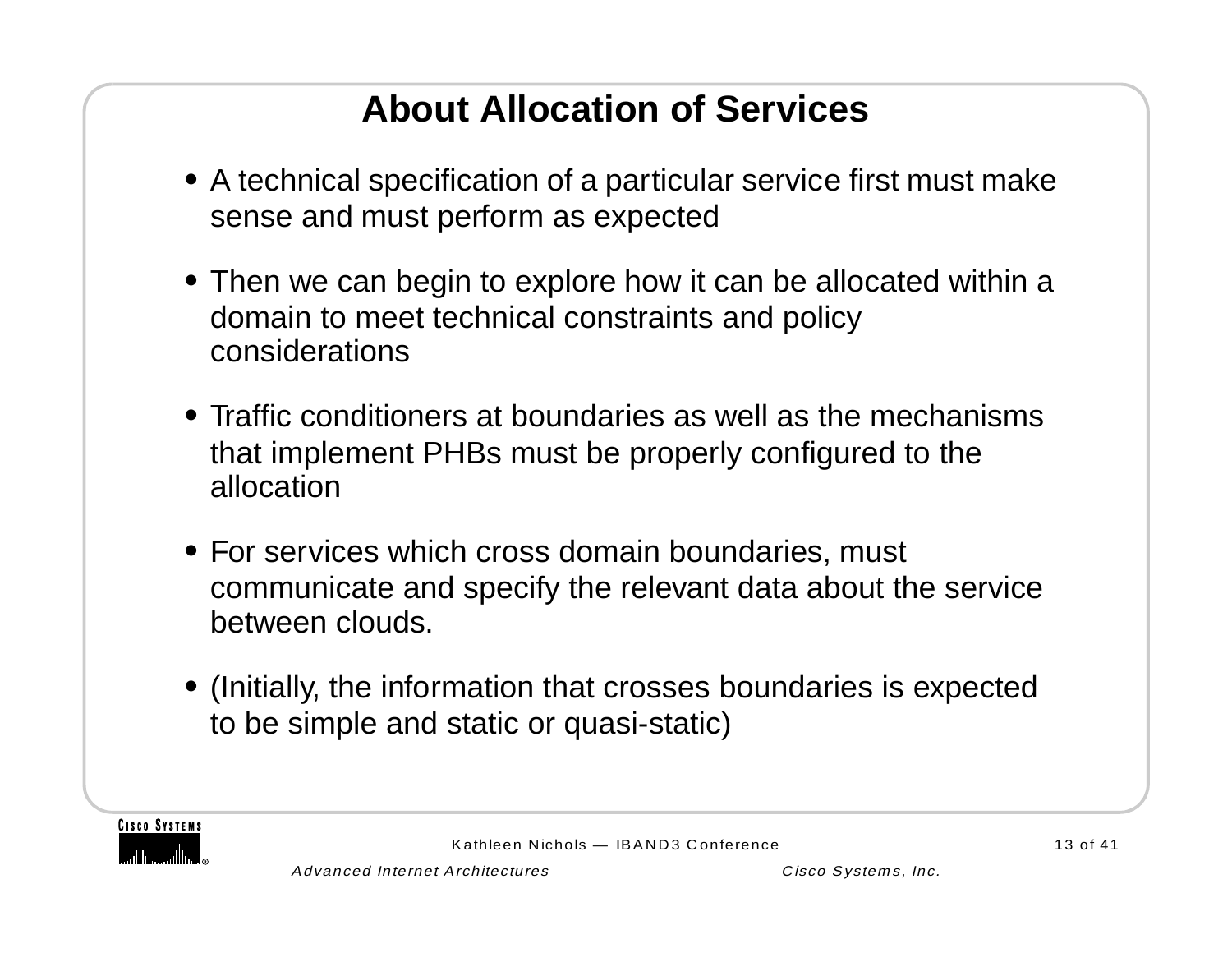# About Allocation of Services

- A technical specification of a particular service first must make sense and must perform as expected
- Then we can begin to explore how it can be allocated within a domain to meet technical constraints and policy considerations
- Traffic conditioners at boundaries as well as the mechanisms that implement PHBs must be properly configured to the allocation
- For services which cross domain boundaries, must communicate and specify the relevant data about the service between clouds.
- (Initially, the information that crosses boundaries is expected to be simple and static or quasi-static)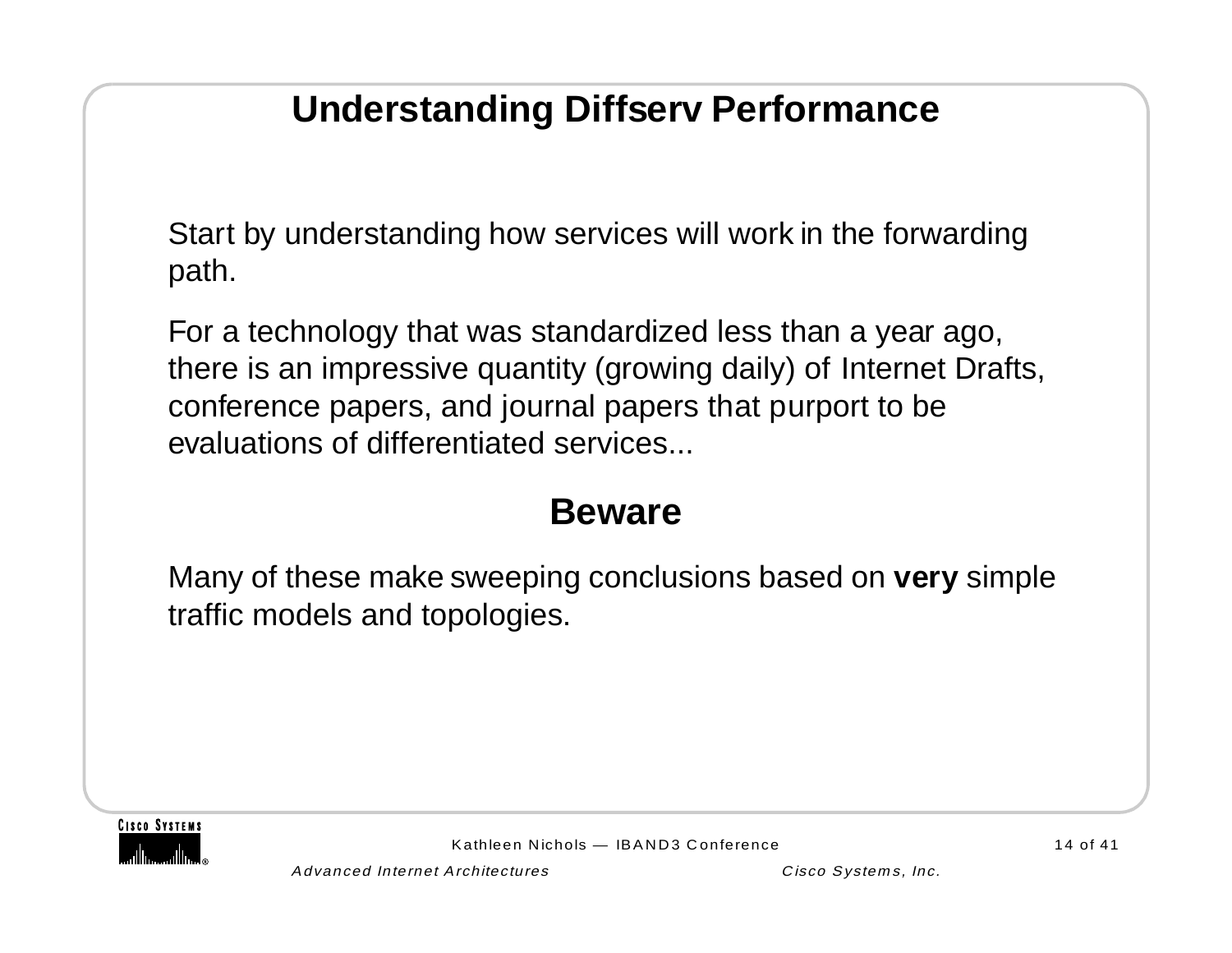# Understanding Diffserv Performance

Start by understanding how services will work in the forwarding path.

For a technology that was standardized less than a year ago, there is an impressive quantity (growing daily) of Internet Drafts, conference papers, and journal papers that purport to be evaluations of differentiated services...

## Beware

Many of these make sweeping conclusions based on **very** simple traffic models and topologies.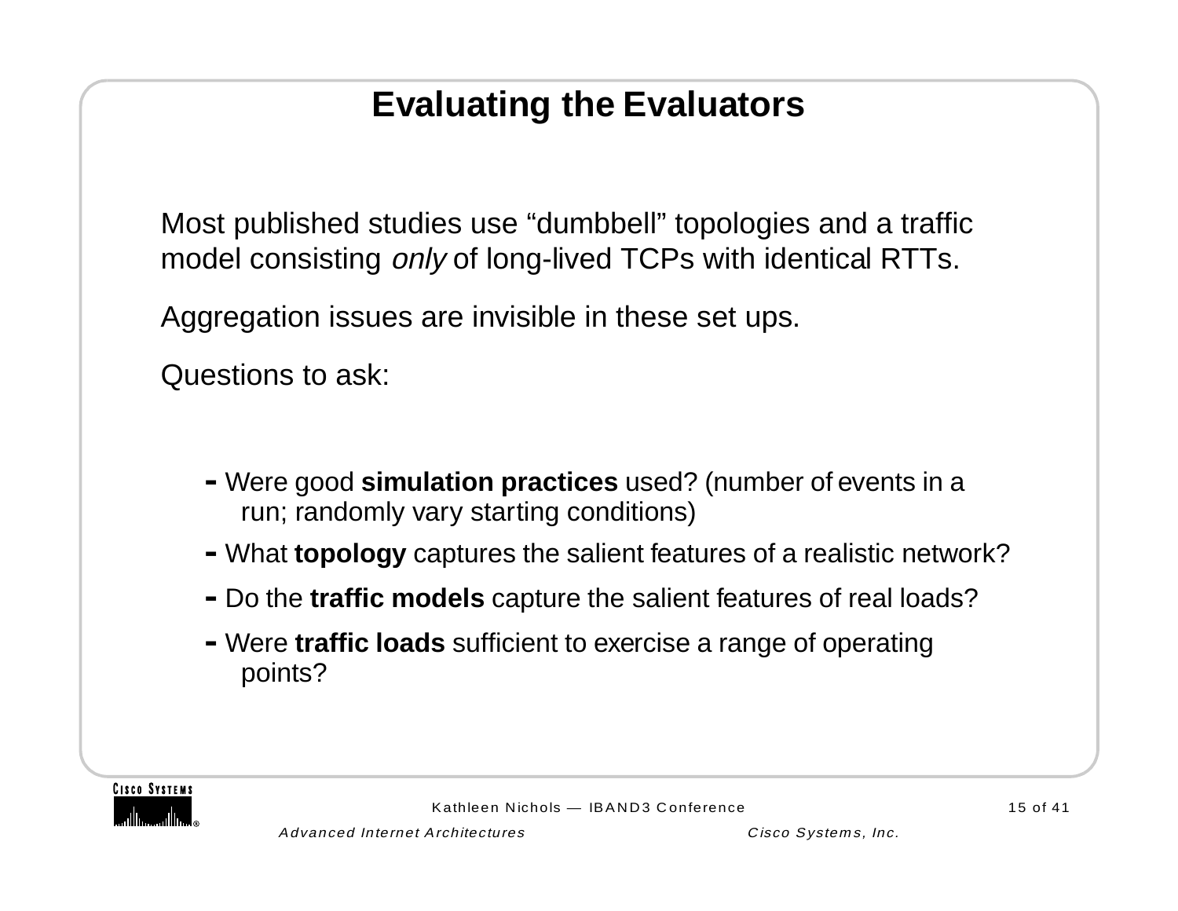# Evaluating the Evaluators

Most published studies use “dumbbell” topologies and a traffic model consisting *only* of long-lived TCPs with identical RTTs.

Aggregation issues are invisible in these set ups.

Questions to ask:

- Were good **simulation practices** used? (number of events in a run; randomly vary starting conditions)
- What **topology** captures the salient features of a realistic network?
- Do the **traffic models** capture the salient features of real loads?
- Were **traffic loads** sufficient to exercise a range of operating points?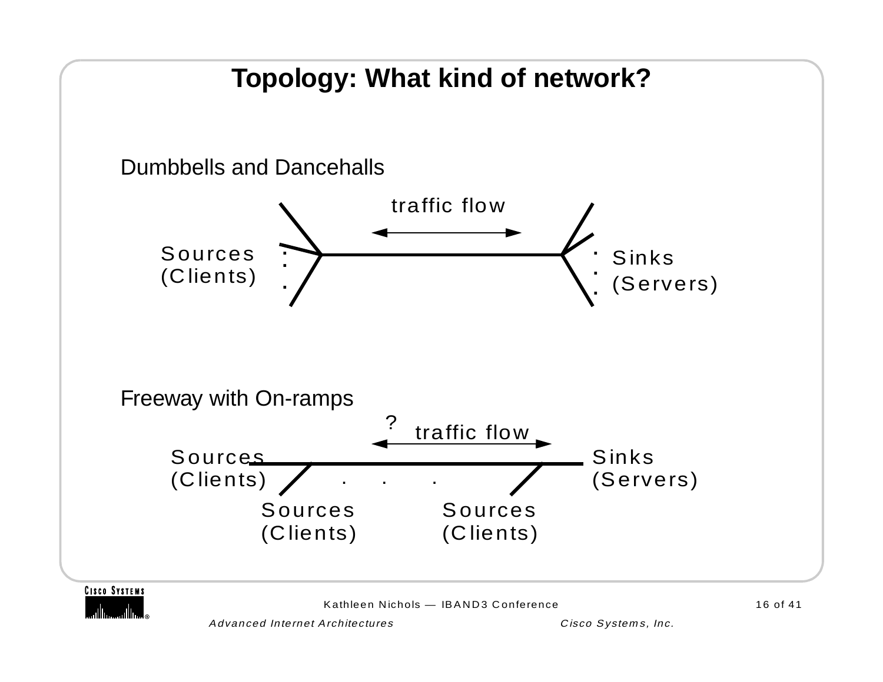# Topology: What kind of network?

Dumbbells and Dancehalls

traffic flow

Sources (Clients)

Sinks (Servers)

Freeway with On-ramps

? traffic flow

Sources (Clients)

Sinks (Servers)

Sources (Clients)

Sources (Clients)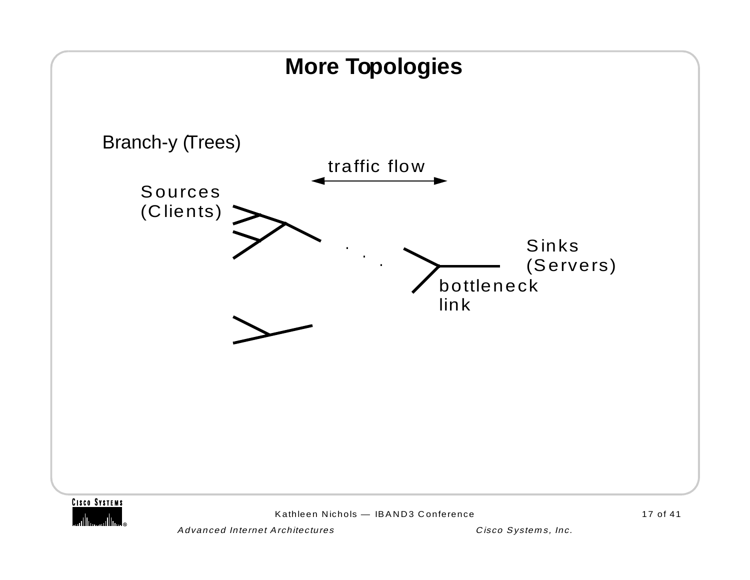# More Topologies

Branch-y (Trees)

traffic flow

Sources (Clients)

Sinks (Servers)

bottleneck link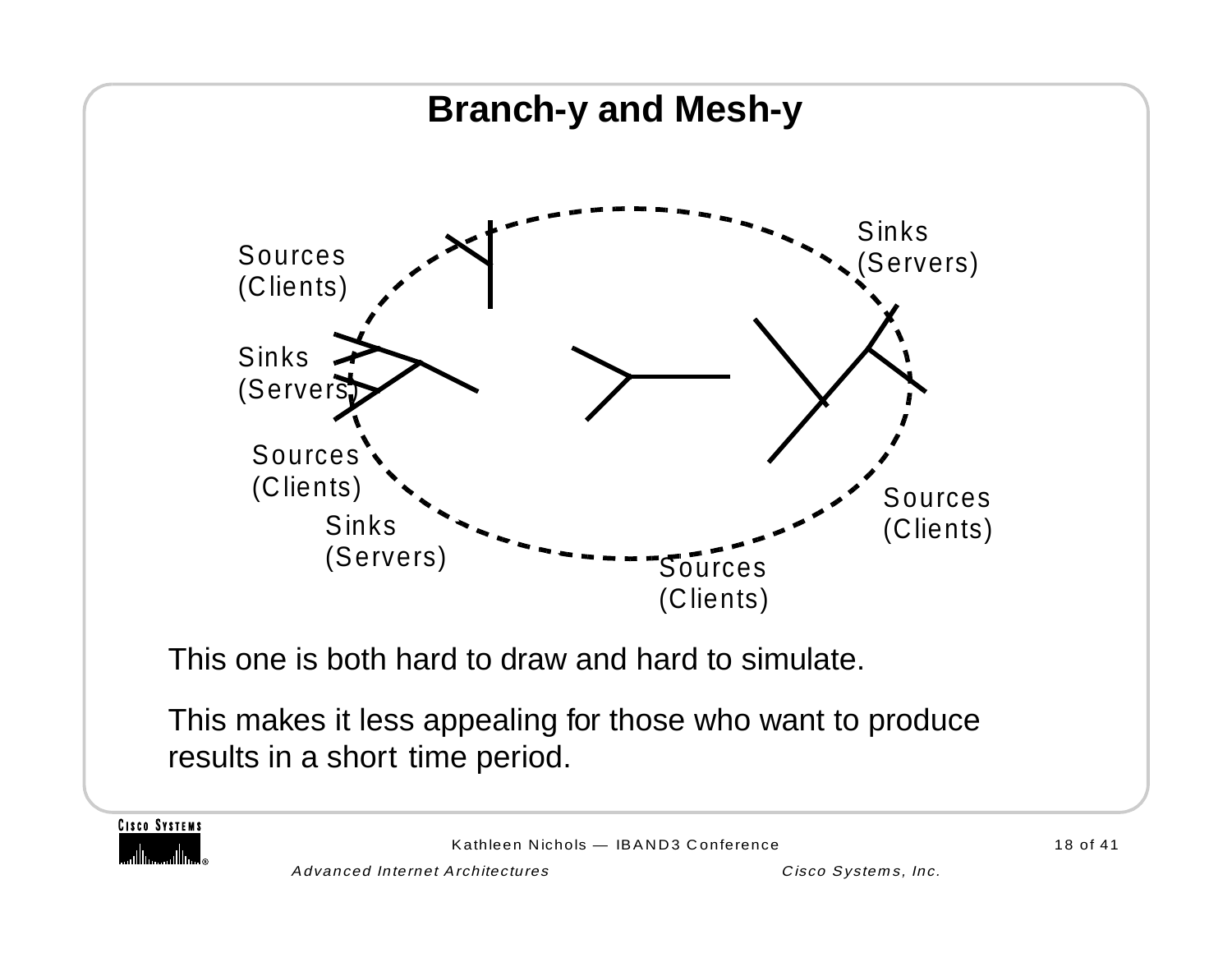# Branch-y and Mesh-y

Sources (Clients)

Sinks (Servers)

Sources (Clients)

Sinks (Servers)

Sinks (Servers)

Sources (Clients)

Sources (Clients)

This one is both hard to draw and hard to simulate.

This makes it less appealing for those who want to produce results in a short time period.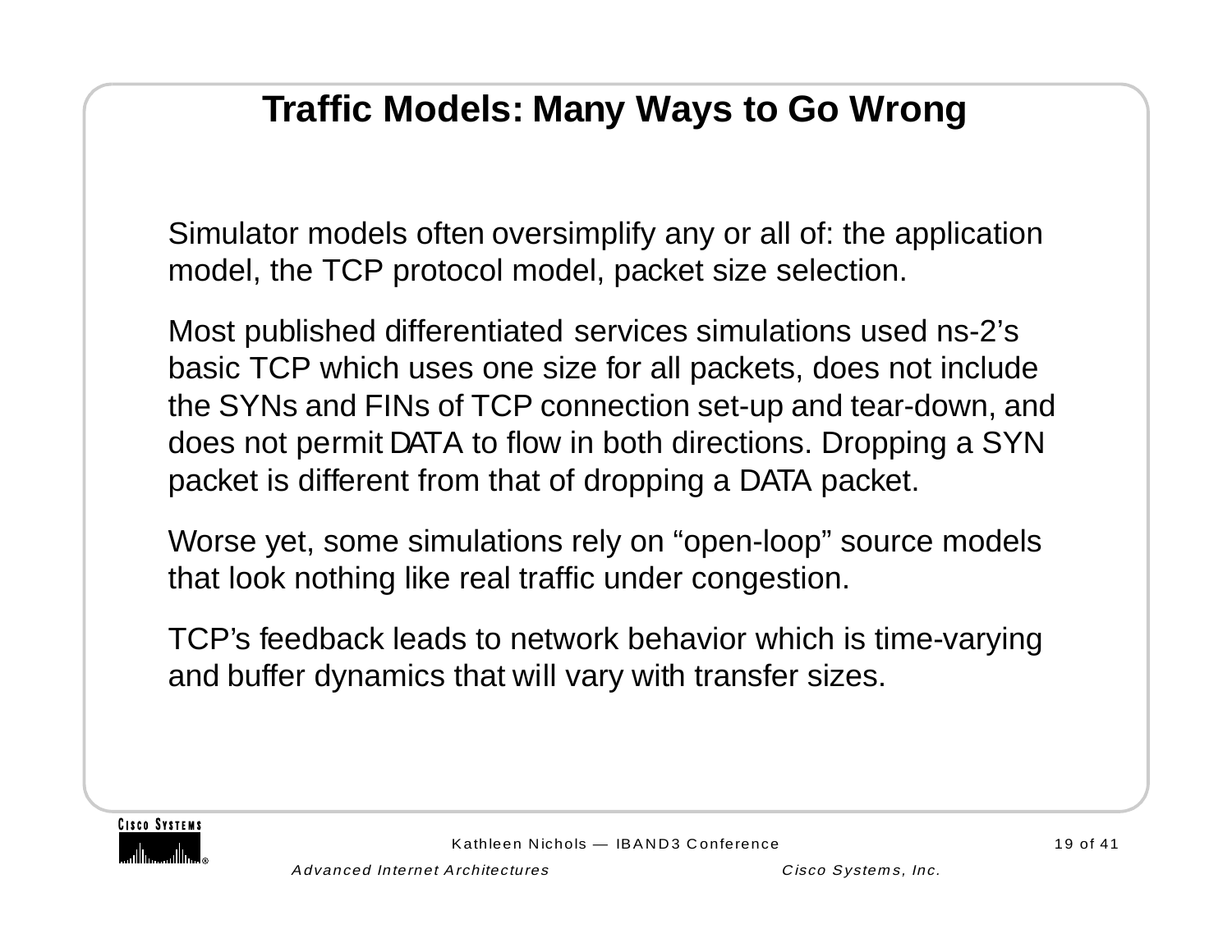# Traffic Models: Many Ways to Go Wrong

Simulator models often oversimplify any or all of: the application model, the TCP protocol model, packet size selection.

Most published differentiated services simulations used ns-2's basic TCP which uses one size for all packets, does not include the SYNs and FINs of TCP connection set-up and tear-down, and does not permit DATA to flow in both directions. Dropping a SYN packet is different from that of dropping a DATA packet.

Worse yet, some simulations rely on "open-loop" source models that look nothing like real traffic under congestion.

TCP's feedback leads to network behavior which is time-varying and buffer dynamics that will vary with transfer sizes.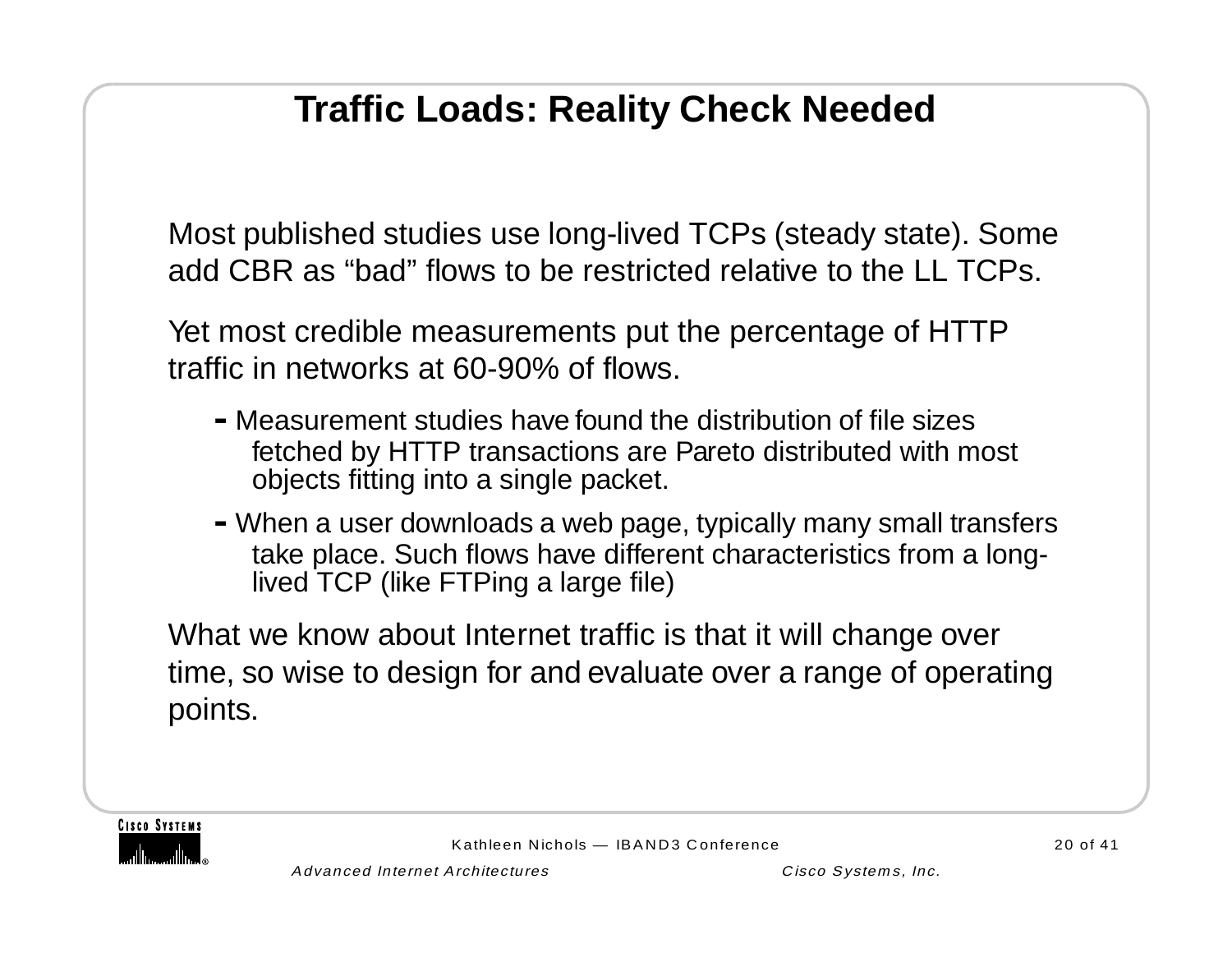# Traffic Loads: Reality Check Needed

Most published studies use long-lived TCPs (steady state). Some add CBR as “bad” flows to be restricted relative to the LL TCPs.

Yet most credible measurements put the percentage of HTTP traffic in networks at 60-90% of flows.

- Measurement studies have found the distribution of file sizes fetched by HTTP transactions are Pareto distributed with most objects fitting into a single packet.
- When a user downloads a web page, typically many small transfers take place. Such flows have different characteristics from a long-lived TCP (like FTPing a large file)

What we know about Internet traffic is that it will change over time, so wise to design for and evaluate over a range of operating points.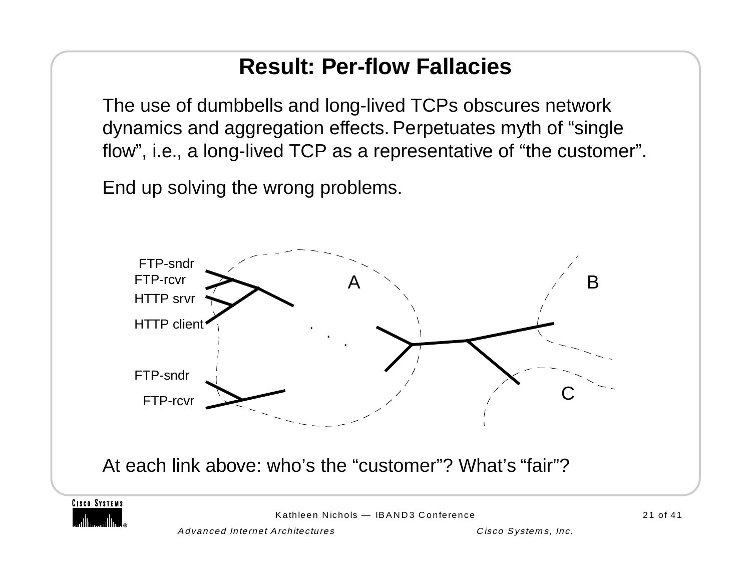# Result: Per-flow Fallacies

The use of dumbbells and long-lived TCPs obscures network dynamics and aggregation effects. Perpetuates myth of “single flow”, i.e., a long-lived TCP as a representative of “the customer”.

End up solving the wrong problems.

FTP-sndr
FTP-rcvr
HTTP srvr
HTTP client

FTP-sndr
FTP-rcvr

A

B

C

At each link above: who’s the “customer”? What’s “fair”?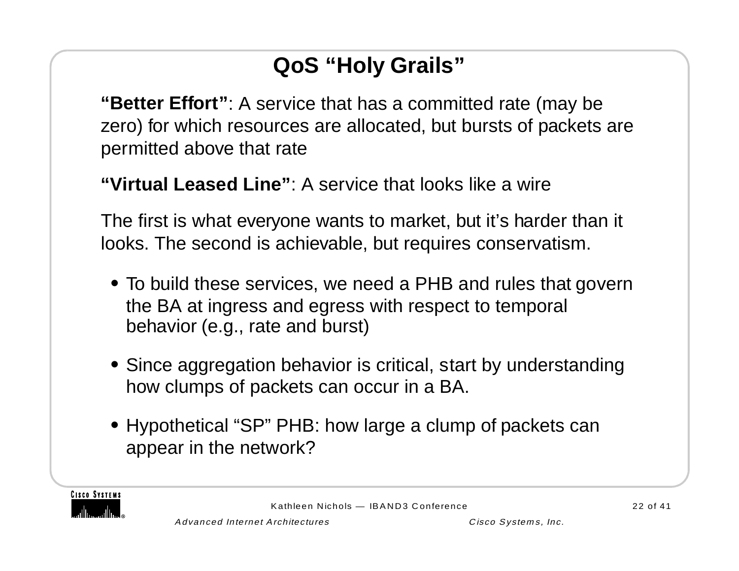# QoS "Holy Grails"

**"Better Effort"**: A service that has a committed rate (may be zero) for which resources are allocated, but bursts of packets are permitted above that rate

**"Virtual Leased Line"**: A service that looks like a wire

The first is what everyone wants to market, but it's harder than it looks. The second is achievable, but requires conservatism.

- To build these services, we need a PHB and rules that govern the BA at ingress and egress with respect to temporal behavior (e.g., rate and burst)
- Since aggregation behavior is critical, start by understanding how clumps of packets can occur in a BA.
- Hypothetical "SP" PHB: how large a clump of packets can appear in the network?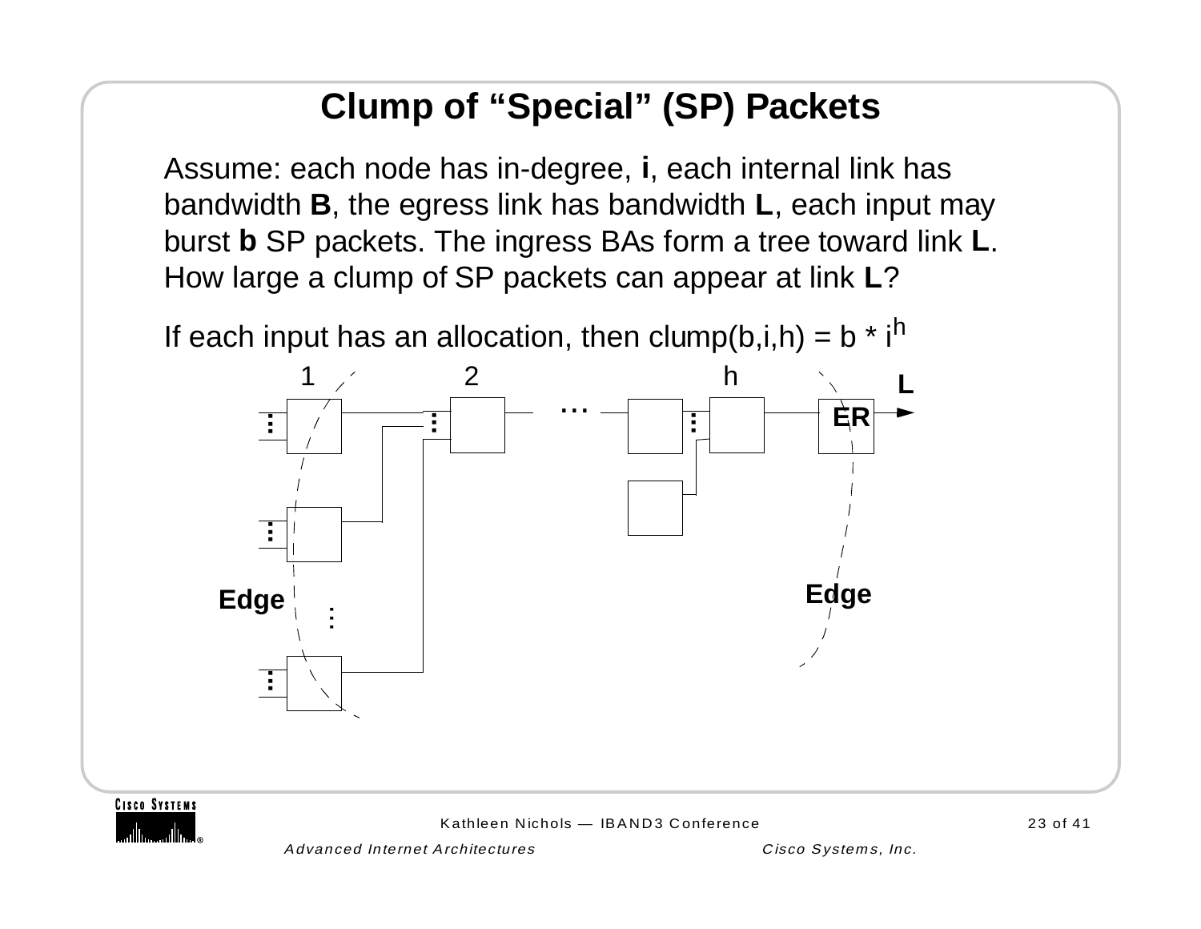# Clump of “Special” (SP) Packets

Assume: each node has in-degree, **i**, each internal link has bandwidth **B**, the egress link has bandwidth **L**, each input may burst **b** SP packets. The ingress BAs form a tree toward link **L**. How large a clump of SP packets can appear at link **L**?

If each input has an allocation, then clump(b,i,h) = $b * i^h$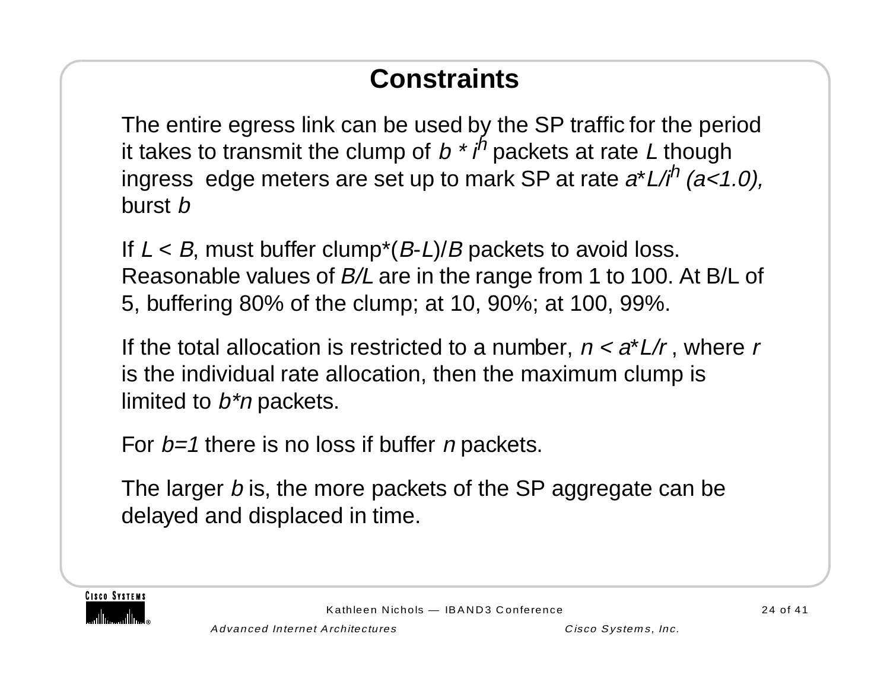# Constraints

The entire egress link can be used by the SP traffic for the period it takes to transmit the clump of $b * i^h$ packets at rate $L$ though ingress edge meters are set up to mark SP at rate $a*L/i^h$ $(a<1.0)$, burst $b$

If $L < B$, must buffer clump*$(B-L)/B$ packets to avoid loss. Reasonable values of $B/L$ are in the range from 1 to 100. At B/L of 5, buffering 80% of the clump; at 10, 90%; at 100, 99%.

If the total allocation is restricted to a number, $n < a*L/r$ , where $r$ is the individual rate allocation, then the maximum clump is limited to $b*n$ packets.

For $b=1$ there is no loss if buffer $n$ packets.

The larger $b$ is, the more packets of the SP aggregate can be delayed and displaced in time.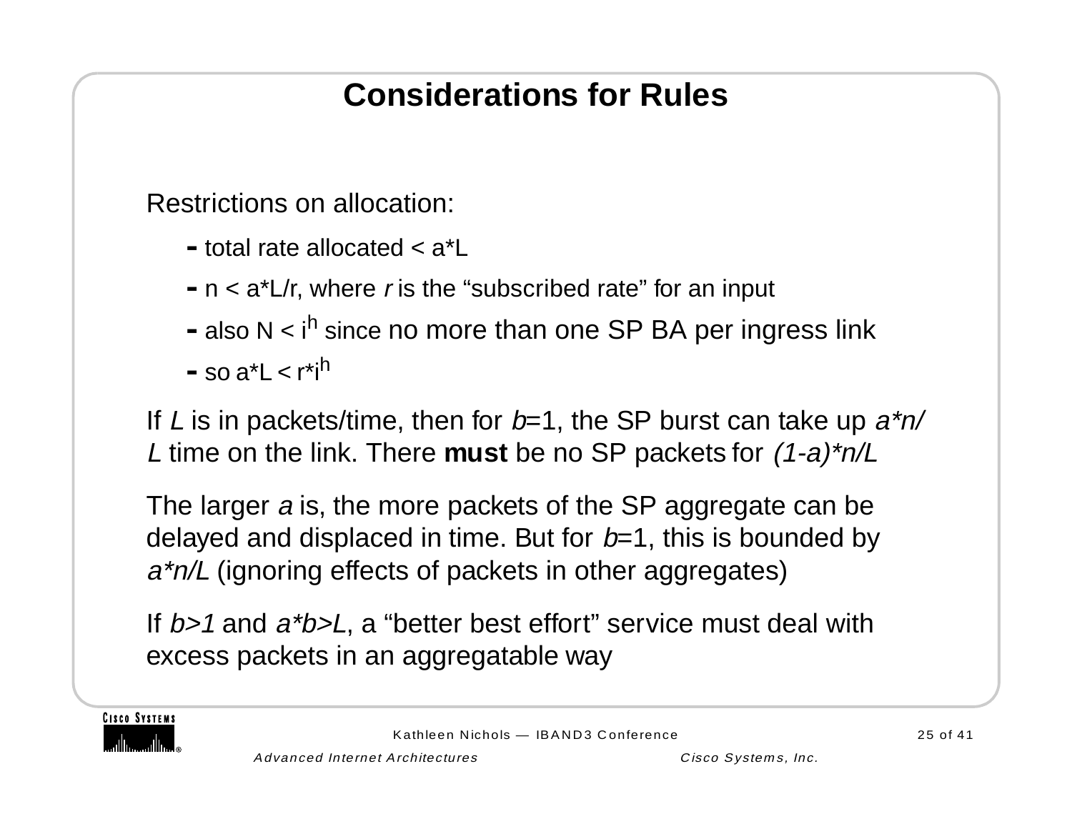# Considerations for Rules

Restrictions on allocation:

- total rate allocated < $a*L$
- $n < a*L/r$, where $r$ is the "subscribed rate" for an input
- also $N < i^h$ since no more than one SP BA per ingress link
- so $a*L < r*i^h$

If $L$ is in packets/time, then for $b$=1, the SP burst can take up $a*n/L$ time on the link. There **must** be no SP packets for $(1-a)*n/L$

The larger $a$ is, the more packets of the SP aggregate can be delayed and displaced in time. But for $b$=1, this is bounded by $a*n/L$ (ignoring effects of packets in other aggregates)

If $b>1$ and $a*b>L$, a "better best effort" service must deal with excess packets in an aggregatable way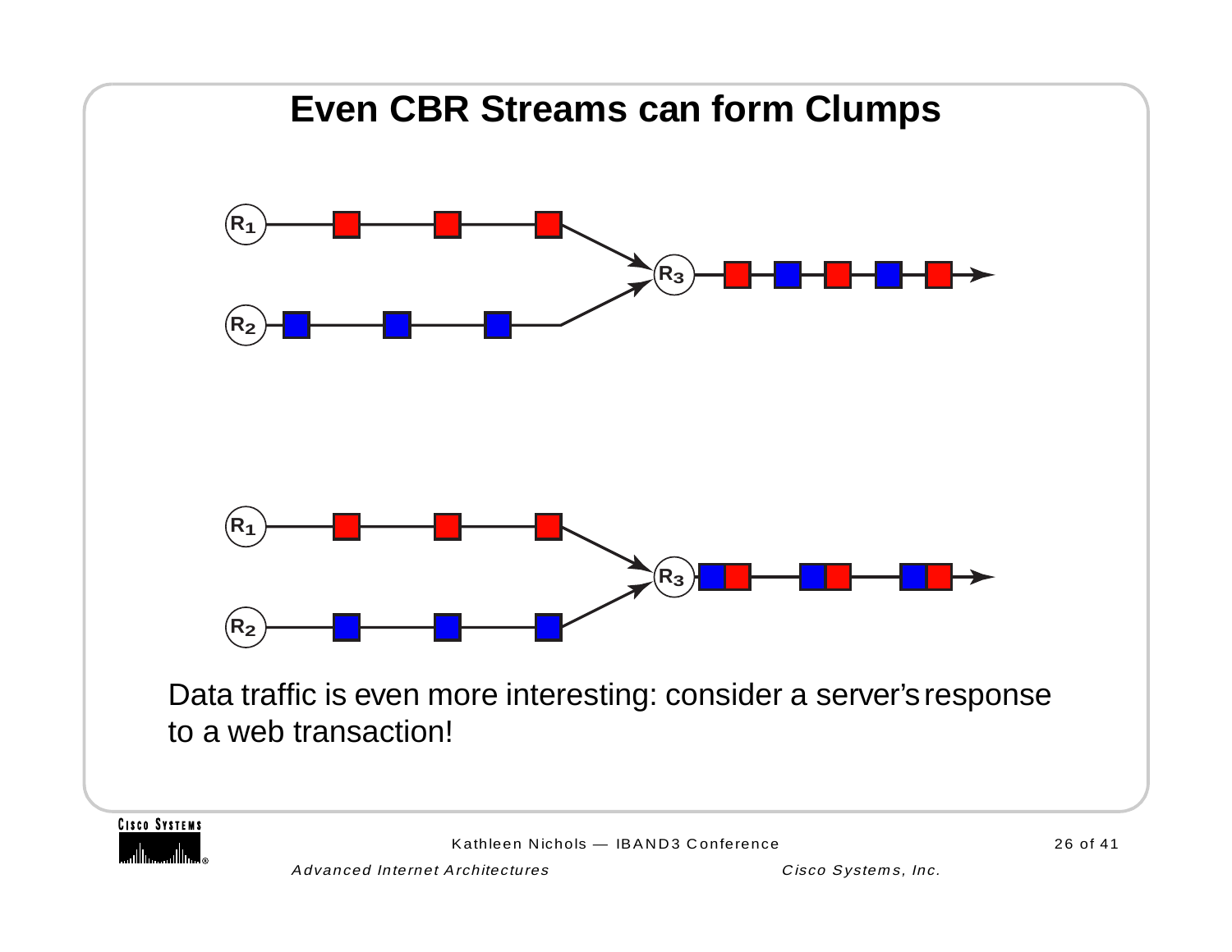# Even CBR Streams can form Clumps

Data traffic is even more interesting: consider a server's response to a web transaction!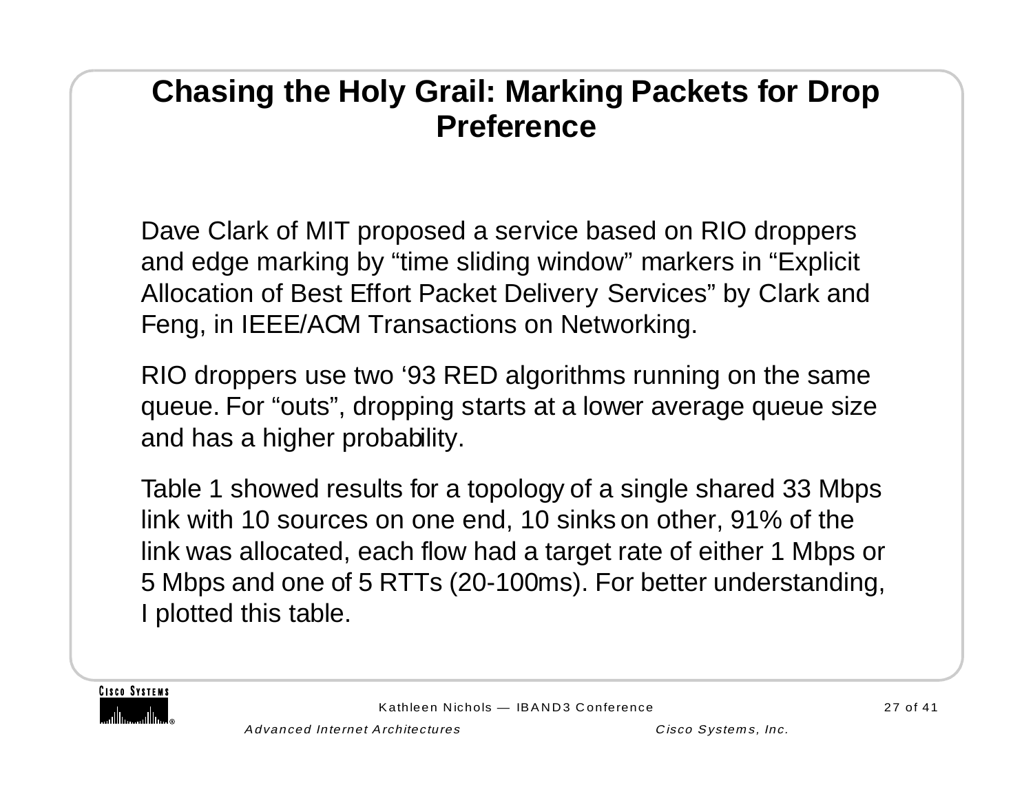# Chasing the Holy Grail: Marking Packets for Drop Preference

Dave Clark of MIT proposed a service based on RIO droppers and edge marking by “time sliding window” markers in “Explicit Allocation of Best Effort Packet Delivery Services” by Clark and Feng, in IEEE/ACM Transactions on Networking.

RIO droppers use two ‘93 RED algorithms running on the same queue. For “outs”, dropping starts at a lower average queue size and has a higher probability.

Table 1 showed results for a topology of a single shared 33 Mbps link with 10 sources on one end, 10 sinks on other, 91% of the link was allocated, each flow had a target rate of either 1 Mbps or 5 Mbps and one of 5 RTTs (20-100ms). For better understanding, I plotted this table.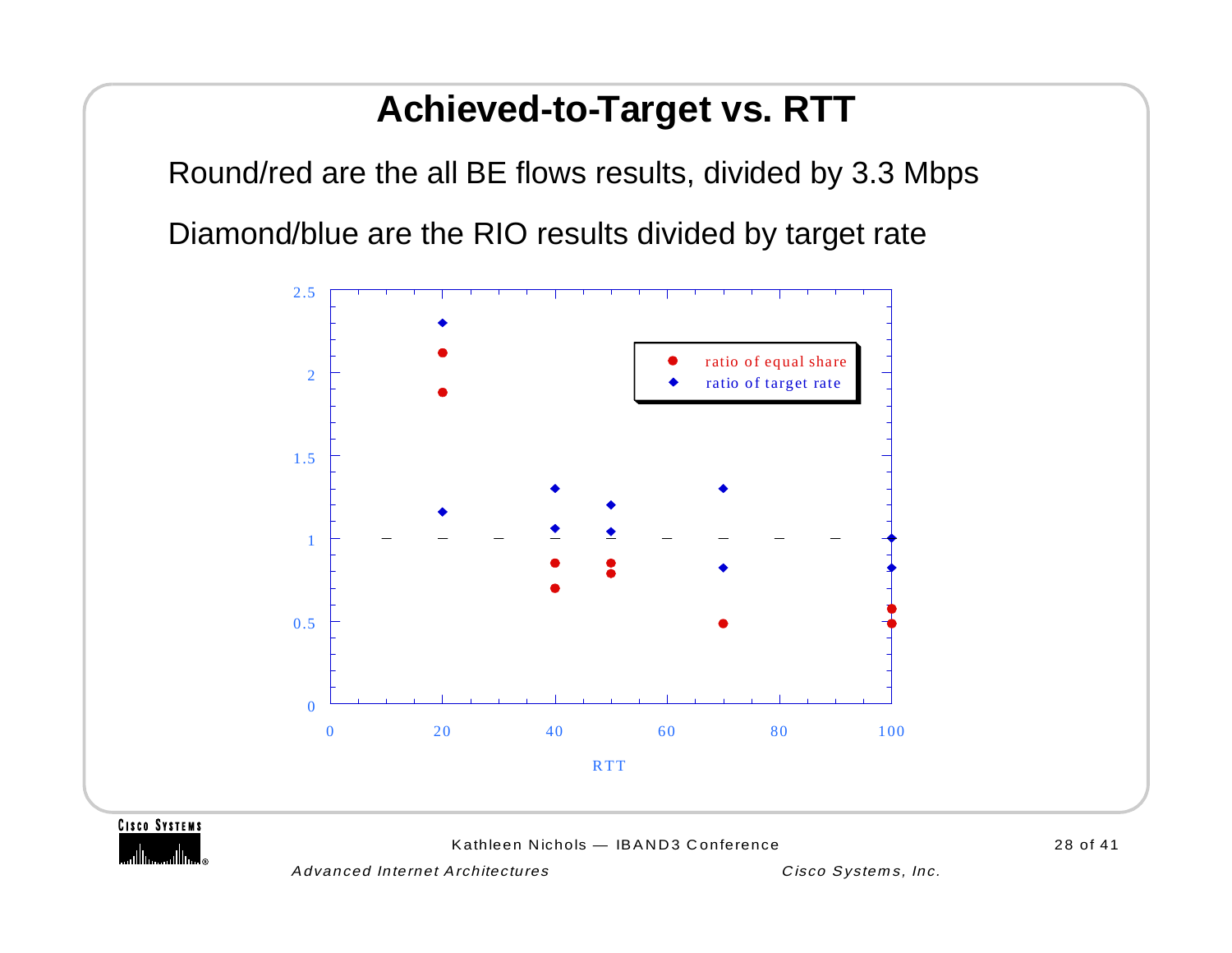# Achieved-to-Target vs. RTT

Round/red are the all BE flows results, divided by 3.3 Mbps

Diamond/blue are the RIO results divided by target rate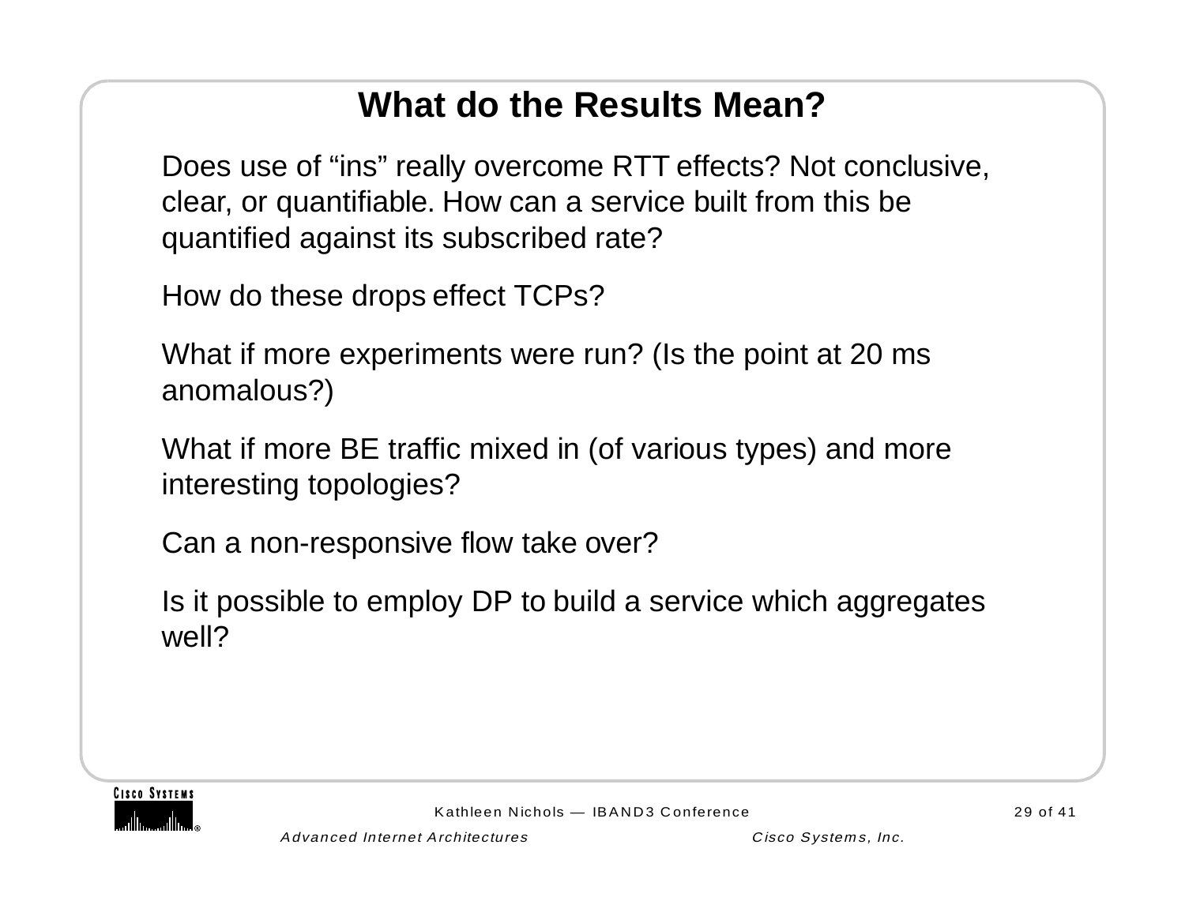# What do the Results Mean?

Does use of “ins” really overcome RTT effects? Not conclusive, clear, or quantifiable. How can a service built from this be quantified against its subscribed rate?

How do these drops effect TCPs?

What if more experiments were run? (Is the point at 20 ms anomalous?)

What if more BE traffic mixed in (of various types) and more interesting topologies?

Can a non-responsive flow take over?

Is it possible to employ DP to build a service which aggregates well?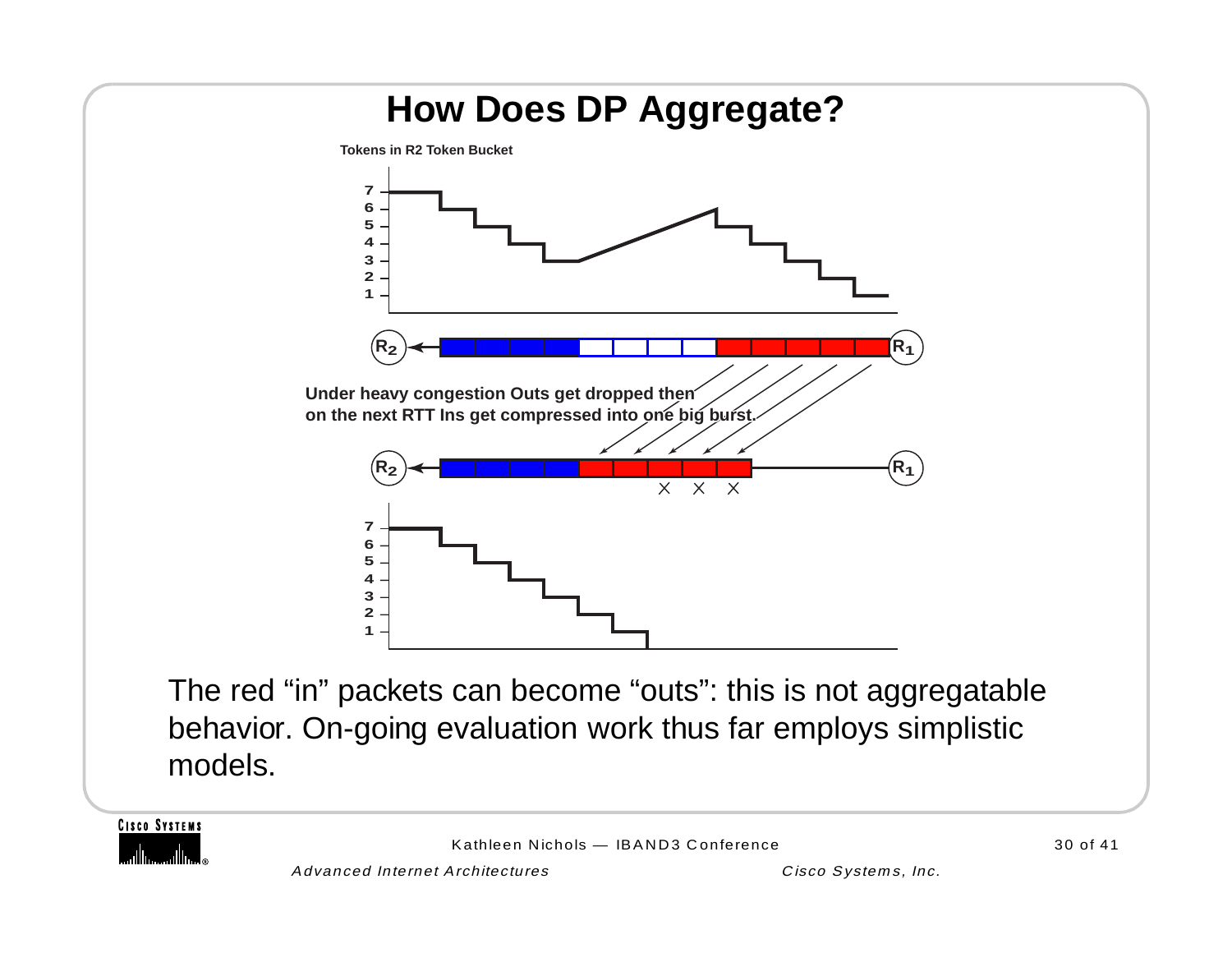# How Does DP Aggregate?

**Tokens in R2 Token Bucket**

**Under heavy congestion Outs get dropped then on the next RTT Ins get compressed into one big burst.**

The red “in” packets can become “outs”: this is not aggregatable behavior. On-going evaluation work thus far employs simplistic models.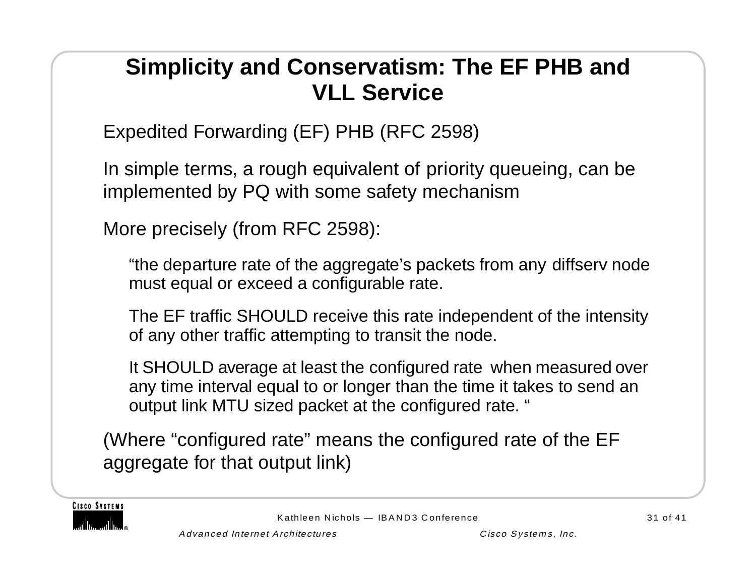# Simplicity and Conservatism: The EF PHB and VLL Service

Expedited Forwarding (EF) PHB (RFC 2598)

In simple terms, a rough equivalent of priority queueing, can be implemented by PQ with some safety mechanism

More precisely (from RFC 2598):

> “the departure rate of the aggregate’s packets from any diffserv node must equal or exceed a configurable rate.
>
> The EF traffic SHOULD receive this rate independent of the intensity of any other traffic attempting to transit the node.
>
> It SHOULD average at least the configured rate when measured over any time interval equal to or longer than the time it takes to send an output link MTU sized packet at the configured rate. “

(Where “configured rate” means the configured rate of the EF aggregate for that output link)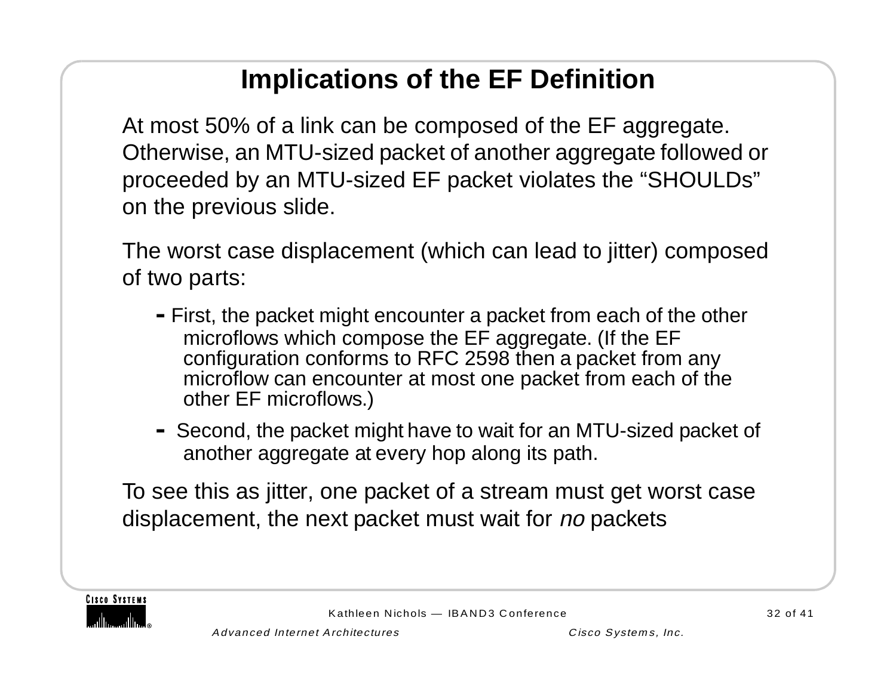# Implications of the EF Definition

At most 50% of a link can be composed of the EF aggregate. Otherwise, an MTU-sized packet of another aggregate followed or proceeded by an MTU-sized EF packet violates the “SHOULDs” on the previous slide.

The worst case displacement (which can lead to jitter) composed of two parts:

- First, the packet might encounter a packet from each of the other microflows which compose the EF aggregate. (If the EF configuration conforms to RFC 2598 then a packet from any microflow can encounter at most one packet from each of the other EF microflows.)
- Second, the packet might have to wait for an MTU-sized packet of another aggregate at every hop along its path.

To see this as jitter, one packet of a stream must get worst case displacement, the next packet must wait for *no* packets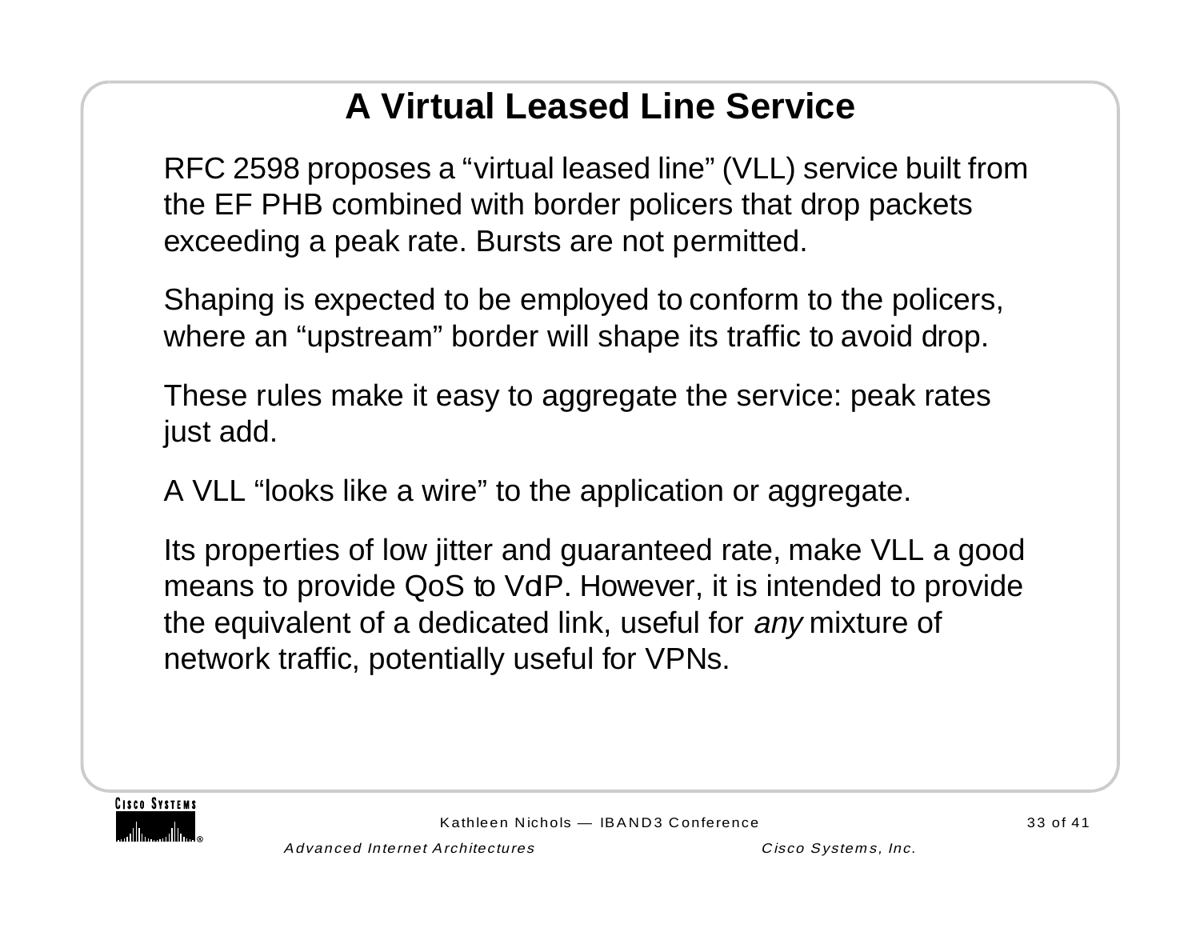# A Virtual Leased Line Service

RFC 2598 proposes a "virtual leased line" (VLL) service built from the EF PHB combined with border policers that drop packets exceeding a peak rate. Bursts are not permitted.

Shaping is expected to be employed to conform to the policers, where an "upstream" border will shape its traffic to avoid drop.

These rules make it easy to aggregate the service: peak rates just add.

A VLL "looks like a wire" to the application or aggregate.

Its properties of low jitter and guaranteed rate, make VLL a good means to provide QoS to VoIP. However, it is intended to provide the equivalent of a dedicated link, useful for *any* mixture of network traffic, potentially useful for VPNs.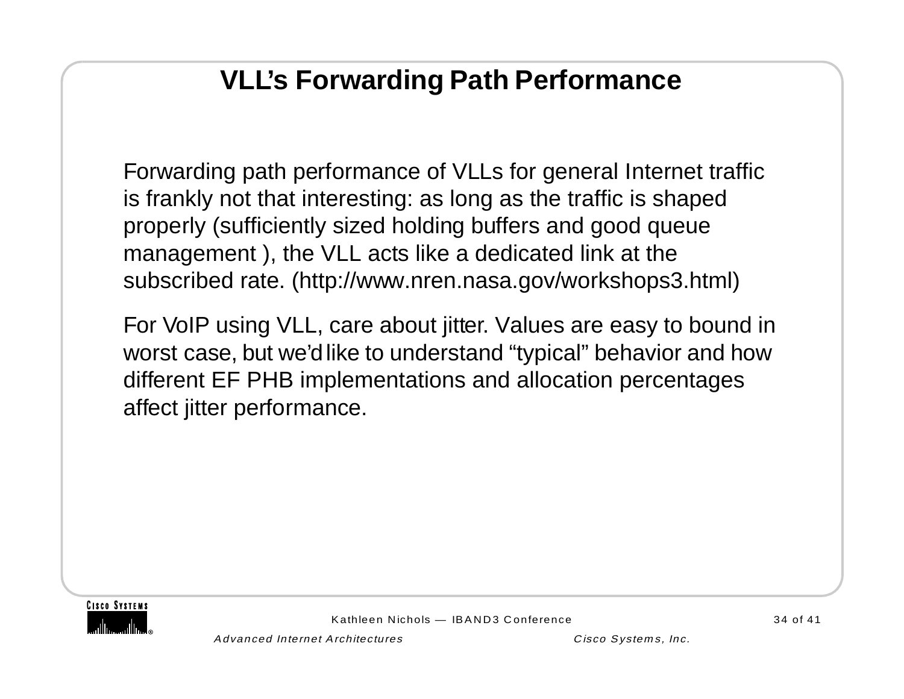# VLL's Forwarding Path Performance

Forwarding path performance of VLLs for general Internet traffic is frankly not that interesting: as long as the traffic is shaped properly (sufficiently sized holding buffers and good queue management ), the VLL acts like a dedicated link at the subscribed rate. (http://www.nren.nasa.gov/workshops3.html)

For VoIP using VLL, care about jitter. Values are easy to bound in worst case, but we'd like to understand "typical" behavior and how different EF PHB implementations and allocation percentages affect jitter performance.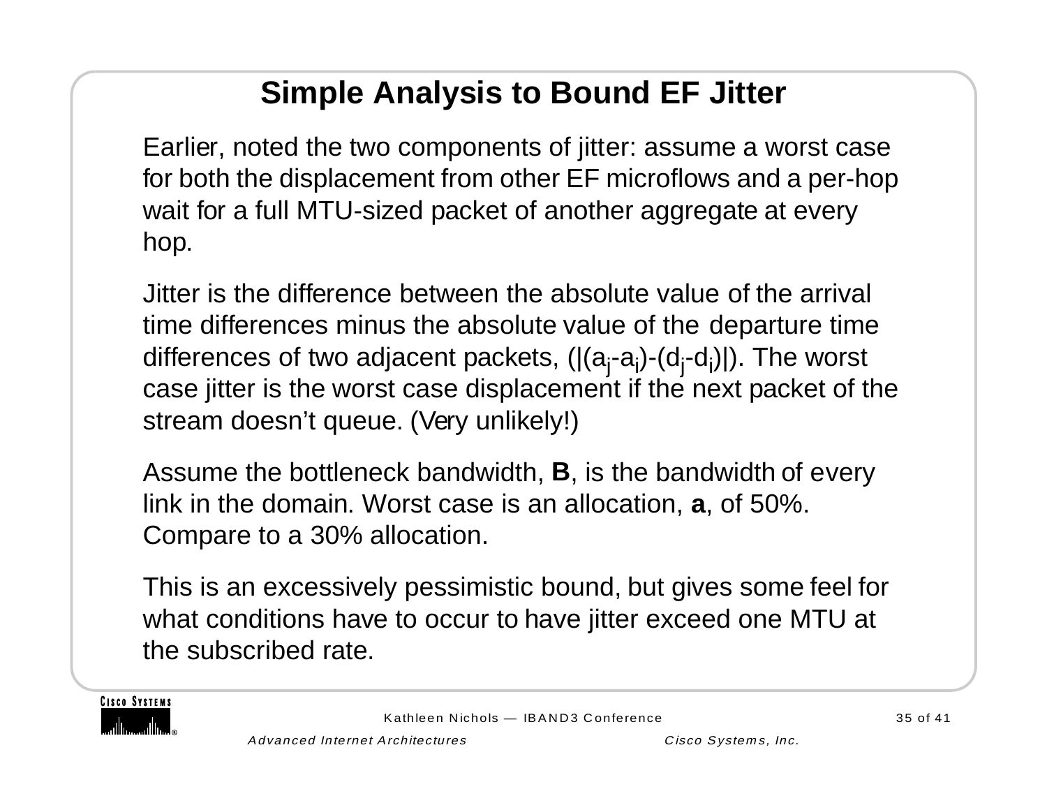# Simple Analysis to Bound EF Jitter

Earlier, noted the two components of jitter: assume a worst case for both the displacement from other EF microflows and a per-hop wait for a full MTU-sized packet of another aggregate at every hop.

Jitter is the difference between the absolute value of the arrival time differences minus the absolute value of the departure time differences of two adjacent packets, $(|(a_j-a_i)-(d_j-d_i)|)$. The worst case jitter is the worst case displacement if the next packet of the stream doesn't queue. (Very unlikely!)

Assume the bottleneck bandwidth, **B**, is the bandwidth of every link in the domain. Worst case is an allocation, **a**, of 50%. Compare to a 30% allocation.

This is an excessively pessimistic bound, but gives some feel for what conditions have to occur to have jitter exceed one MTU at the subscribed rate.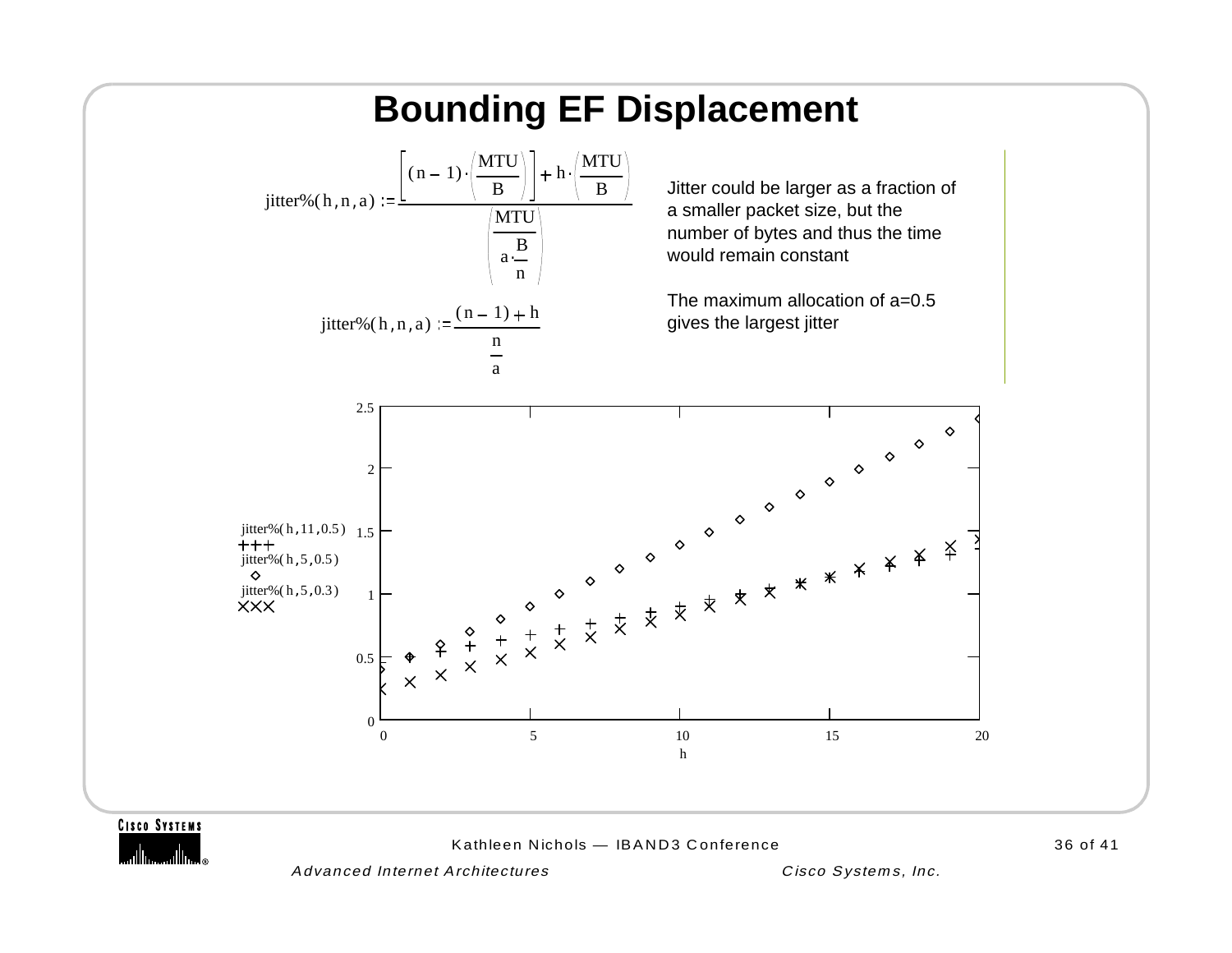# Bounding EF Displacement

$$\text{jitter\%}(h,n,a) := \frac{\left[(n-1)\cdot\left(\frac{MTU}{B}\right)\right] + h\cdot\left(\frac{MTU}{B}\right)}{\left(\frac{MTU}{a\cdot\frac{B}{n}}\right)}$$

$$\text{jitter\%}(h,n,a) := \frac{(n-1)+h}{\frac{n}{a}}$$

Jitter could be larger as a fraction of a smaller packet size, but the number of bytes and thus the time would remain constant

The maximum allocation of a=0.5 gives the largest jitter

Legend:
- jitter%(h,11,0.5) +++
- jitter%(h,5,0.5) ◇
- jitter%(h,5,0.3) ×××

Axes: h (0 to 20); jitter% (0 to 2.5)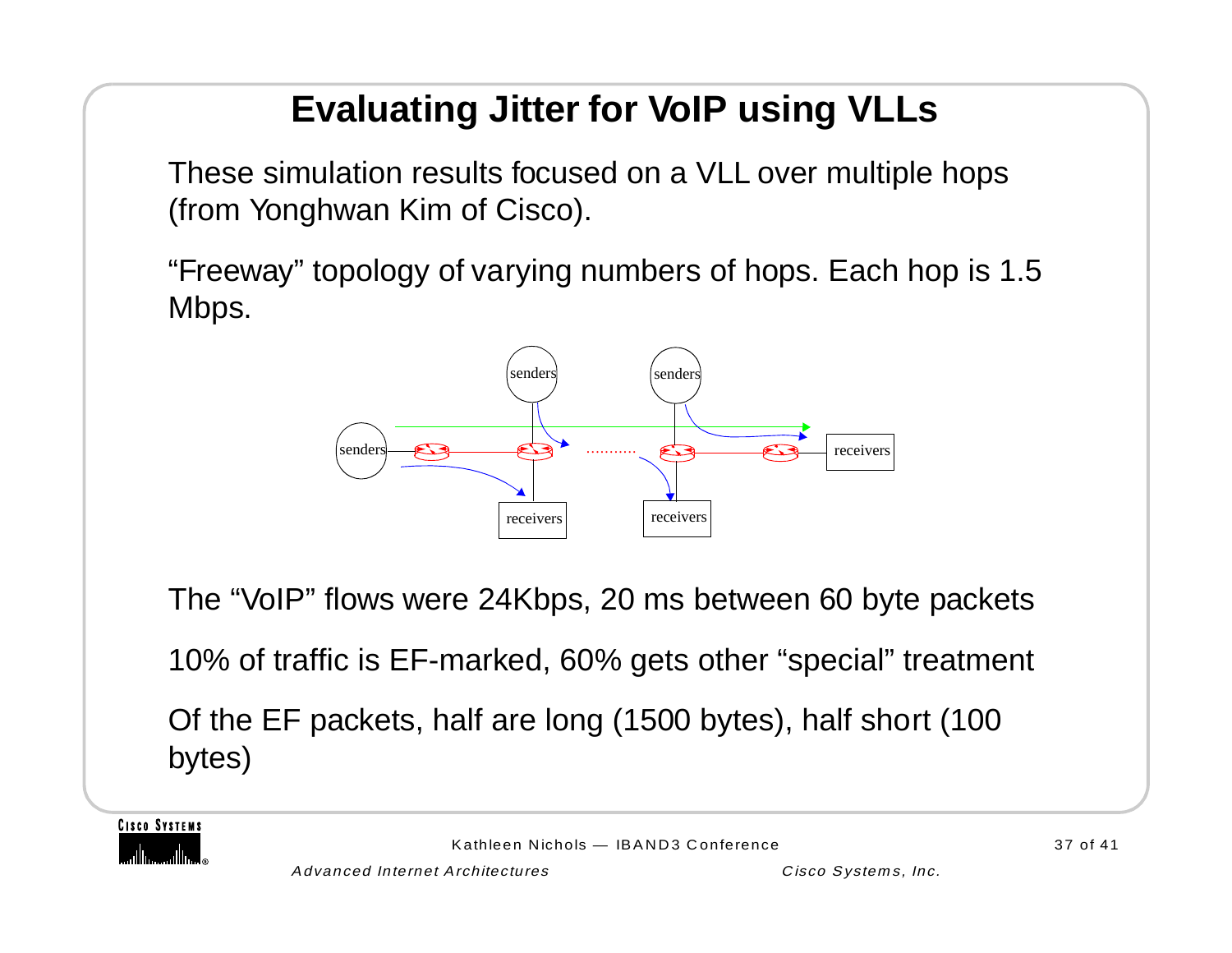# Evaluating Jitter for VoIP using VLLs

These simulation results focused on a VLL over multiple hops (from Yonghwan Kim of Cisco).

“Freeway” topology of varying numbers of hops. Each hop is 1.5 Mbps.

The “VoIP” flows were 24Kbps, 20 ms between 60 byte packets

10% of traffic is EF-marked, 60% gets other “special” treatment

Of the EF packets, half are long (1500 bytes), half short (100 bytes)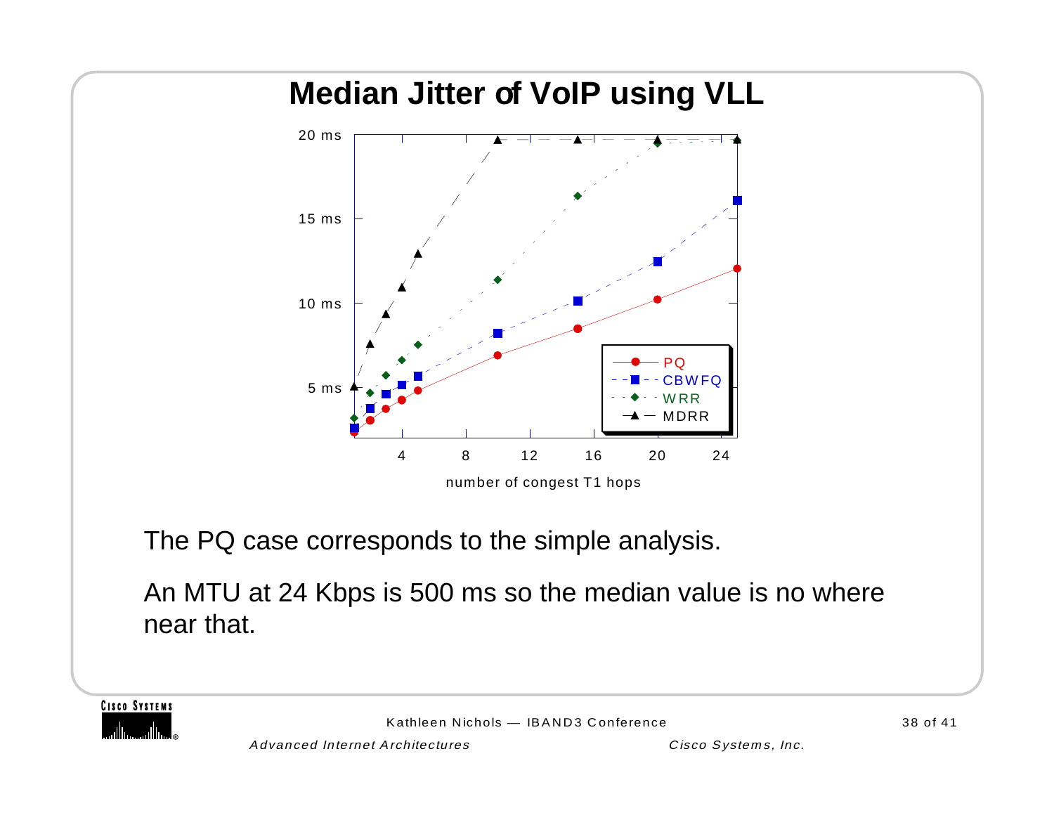# Median Jitter of VoIP using VLL

The PQ case corresponds to the simple analysis.

An MTU at 24 Kbps is 500 ms so the median value is no where near that.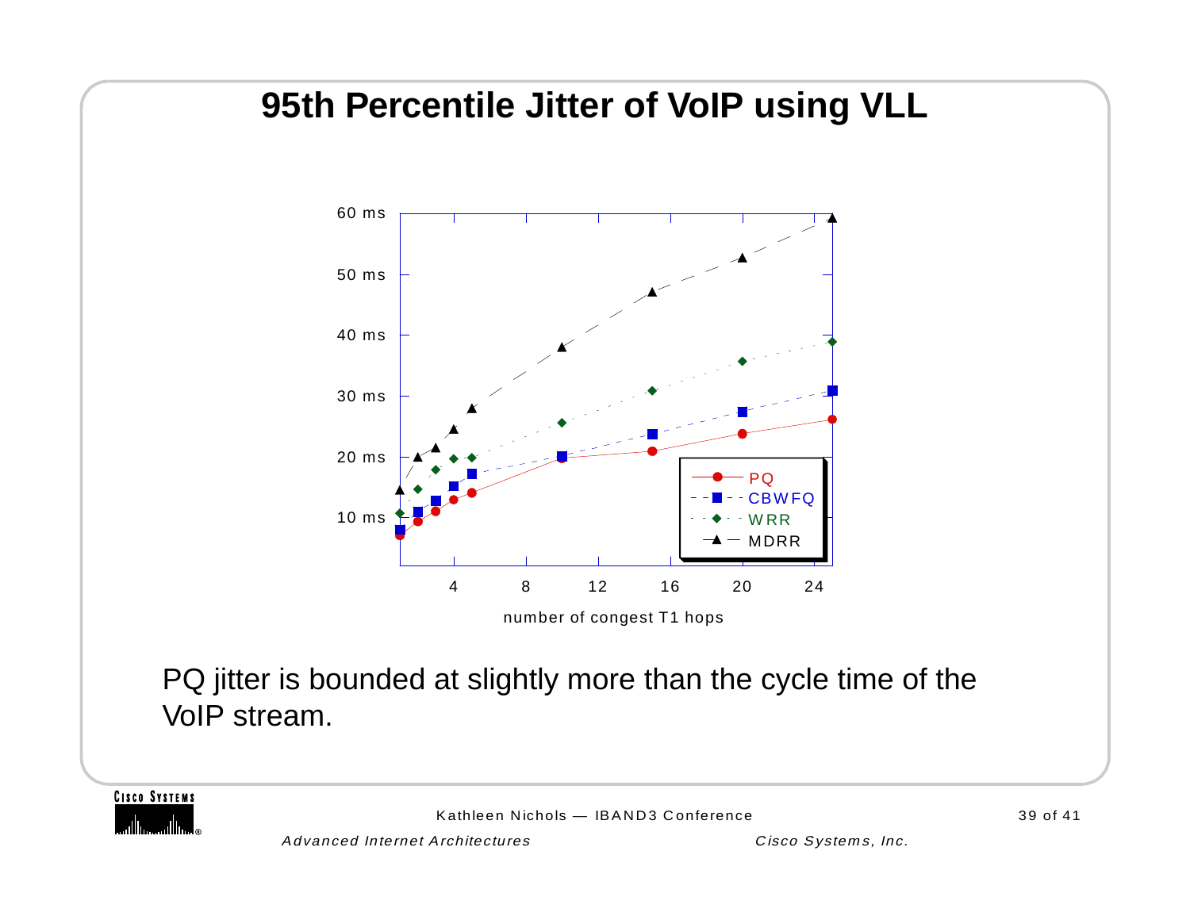# 95th Percentile Jitter of VoIP using VLL

PQ jitter is bounded at slightly more than the cycle time of the VoIP stream.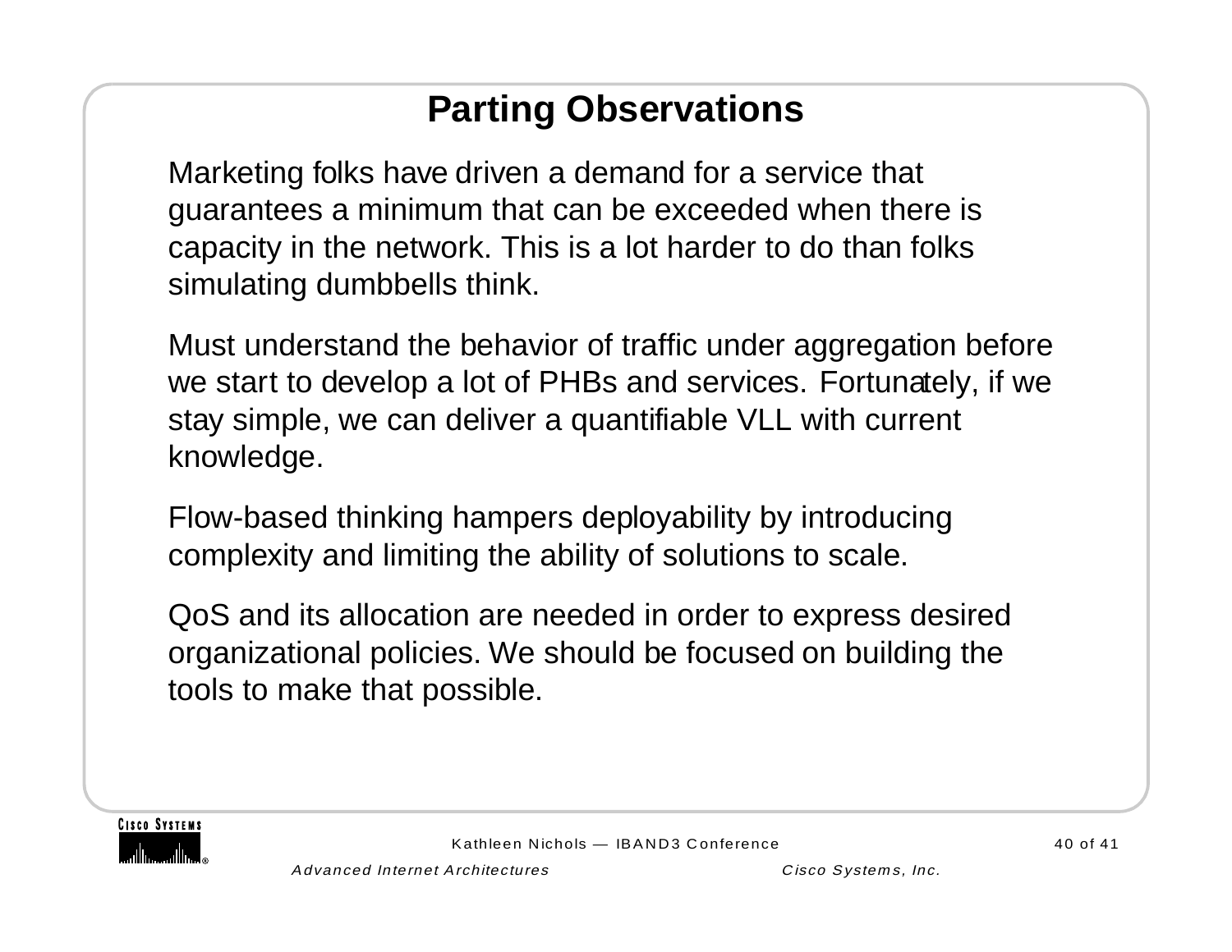# Parting Observations

Marketing folks have driven a demand for a service that guarantees a minimum that can be exceeded when there is capacity in the network. This is a lot harder to do than folks simulating dumbbells think.

Must understand the behavior of traffic under aggregation before we start to develop a lot of PHBs and services. Fortunately, if we stay simple, we can deliver a quantifiable VLL with current knowledge.

Flow-based thinking hampers deployability by introducing complexity and limiting the ability of solutions to scale.

QoS and its allocation are needed in order to express desired organizational policies. We should be focused on building the tools to make that possible.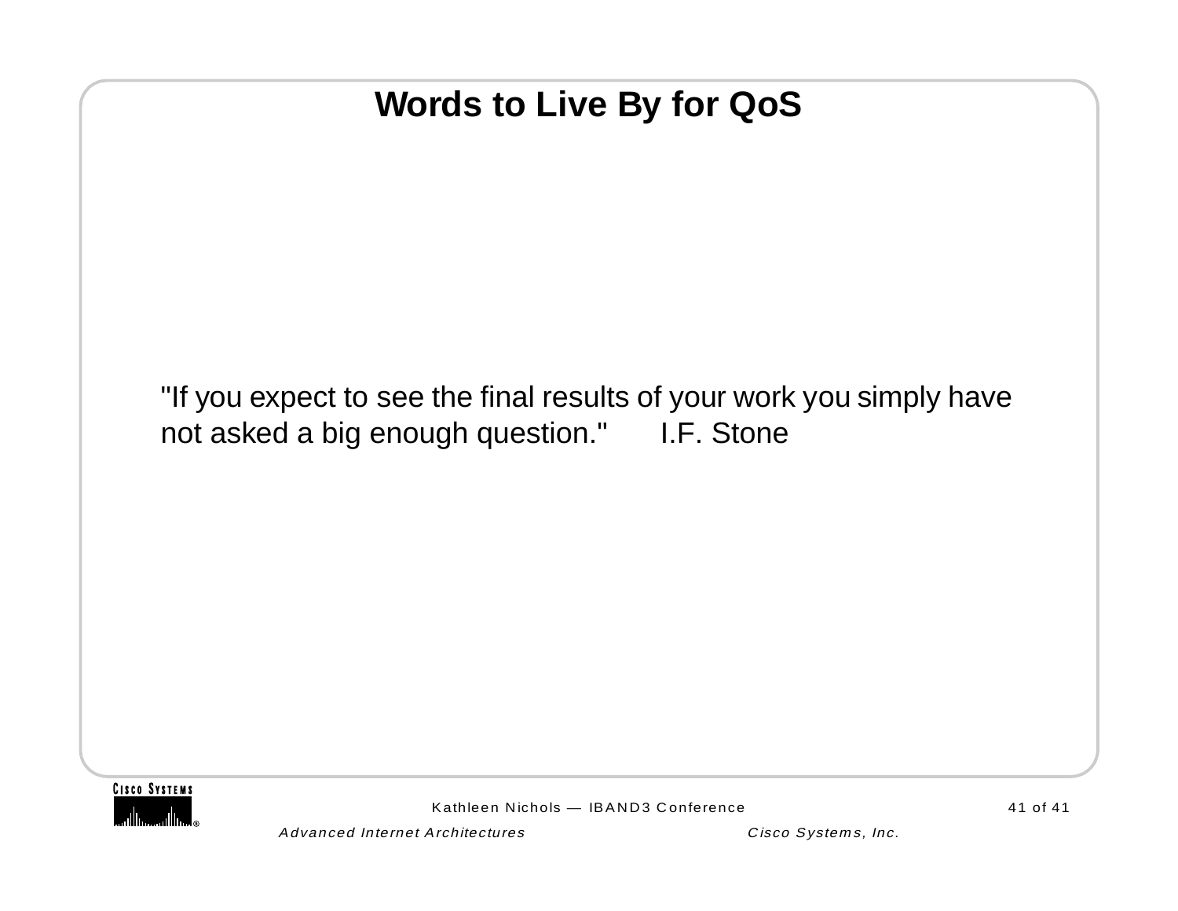# Words to Live By for QoS

"If you expect to see the final results of your work you simply have not asked a big enough question." I.F. Stone